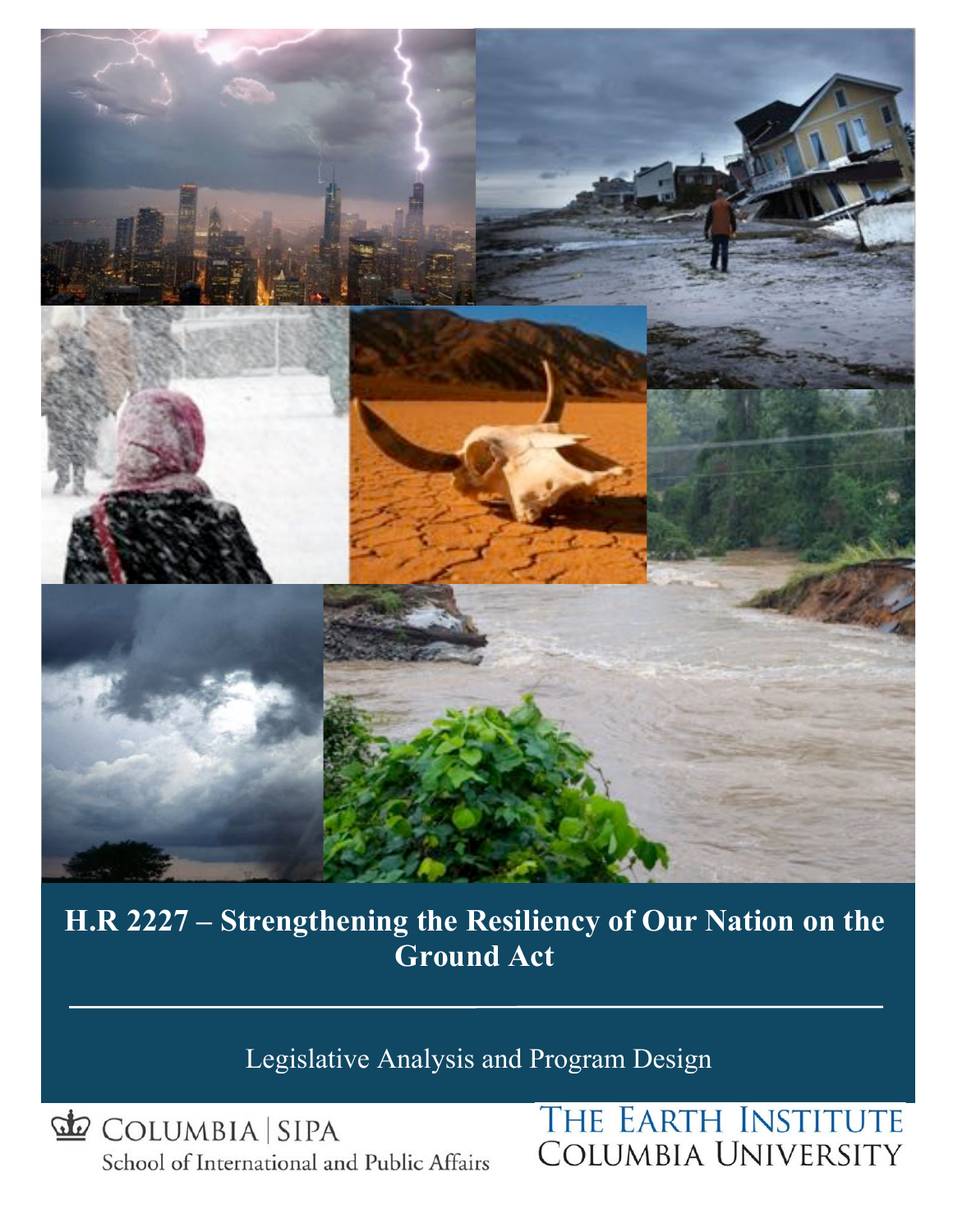# H.R 2227 – Strengthening the Resiliency of Our Nation on the Ground Act

Legislative Analysis and Program Design

COLUMBIA | SIPA
School of International and Public Affairs

THE EARTH INSTITUTE
COLUMBIA UNIVERSITY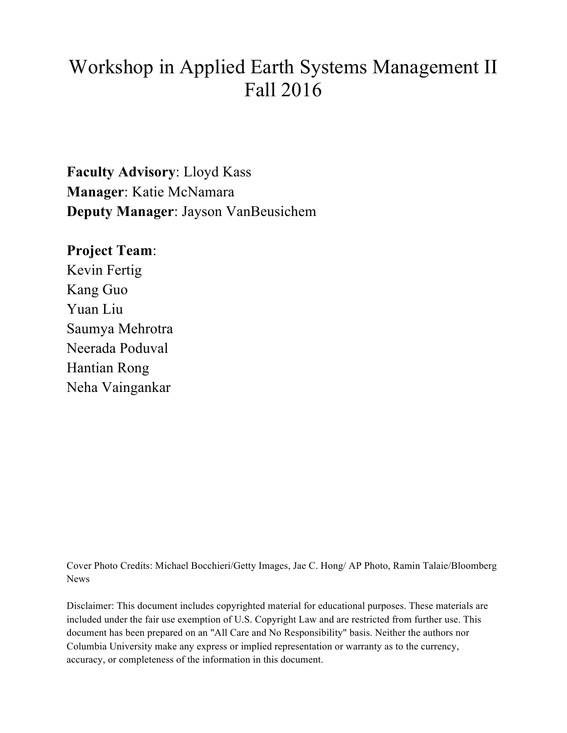# Workshop in Applied Earth Systems Management II Fall 2016

**Faculty Advisory**: Lloyd Kass
**Manager**: Katie McNamara
**Deputy Manager**: Jayson VanBeusichem

**Project Team**:
Kevin Fertig
Kang Guo
Yuan Liu
Saumya Mehrotra
Neerada Poduval
Hantian Rong
Neha Vaingankar

Cover Photo Credits: Michael Bocchieri/Getty Images, Jae C. Hong/ AP Photo, Ramin Talaie/Bloomberg News

Disclaimer: This document includes copyrighted material for educational purposes. These materials are included under the fair use exemption of U.S. Copyright Law and are restricted from further use. This document has been prepared on an "All Care and No Responsibility" basis. Neither the authors nor Columbia University make any express or implied representation or warranty as to the currency, accuracy, or completeness of the information in this document.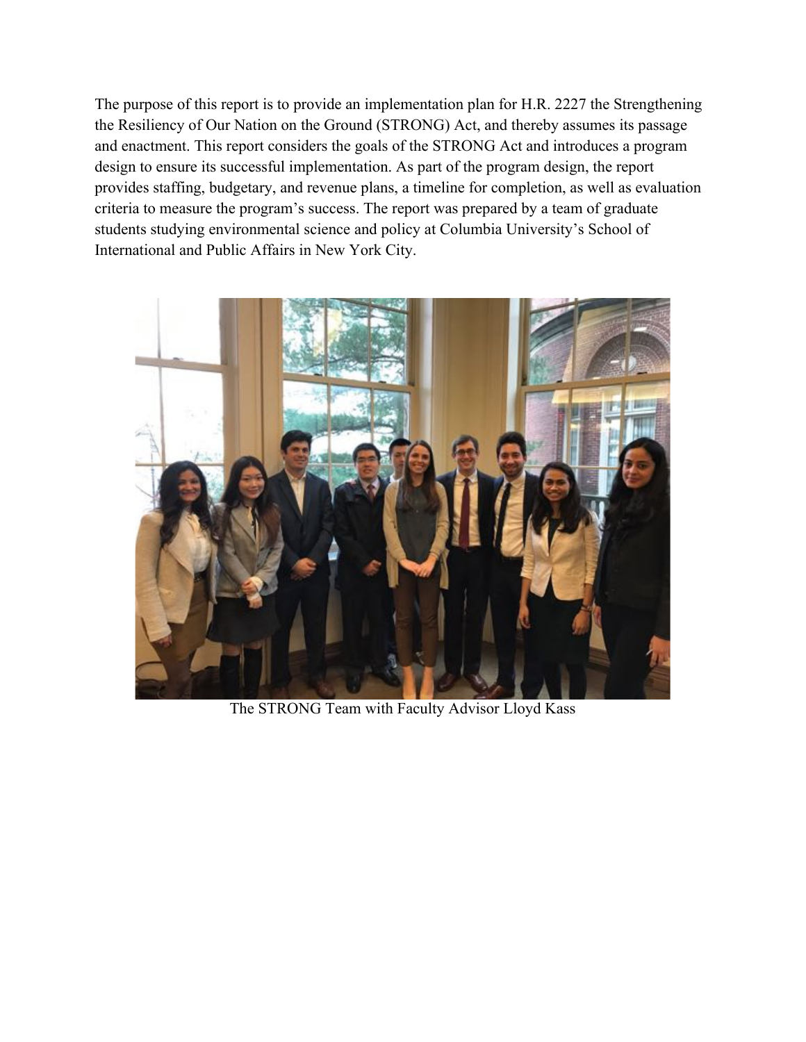The purpose of this report is to provide an implementation plan for H.R. 2227 the Strengthening the Resiliency of Our Nation on the Ground (STRONG) Act, and thereby assumes its passage and enactment. This report considers the goals of the STRONG Act and introduces a program design to ensure its successful implementation. As part of the program design, the report provides staffing, budgetary, and revenue plans, a timeline for completion, as well as evaluation criteria to measure the program's success. The report was prepared by a team of graduate students studying environmental science and policy at Columbia University's School of International and Public Affairs in New York City.

The STRONG Team with Faculty Advisor Lloyd Kass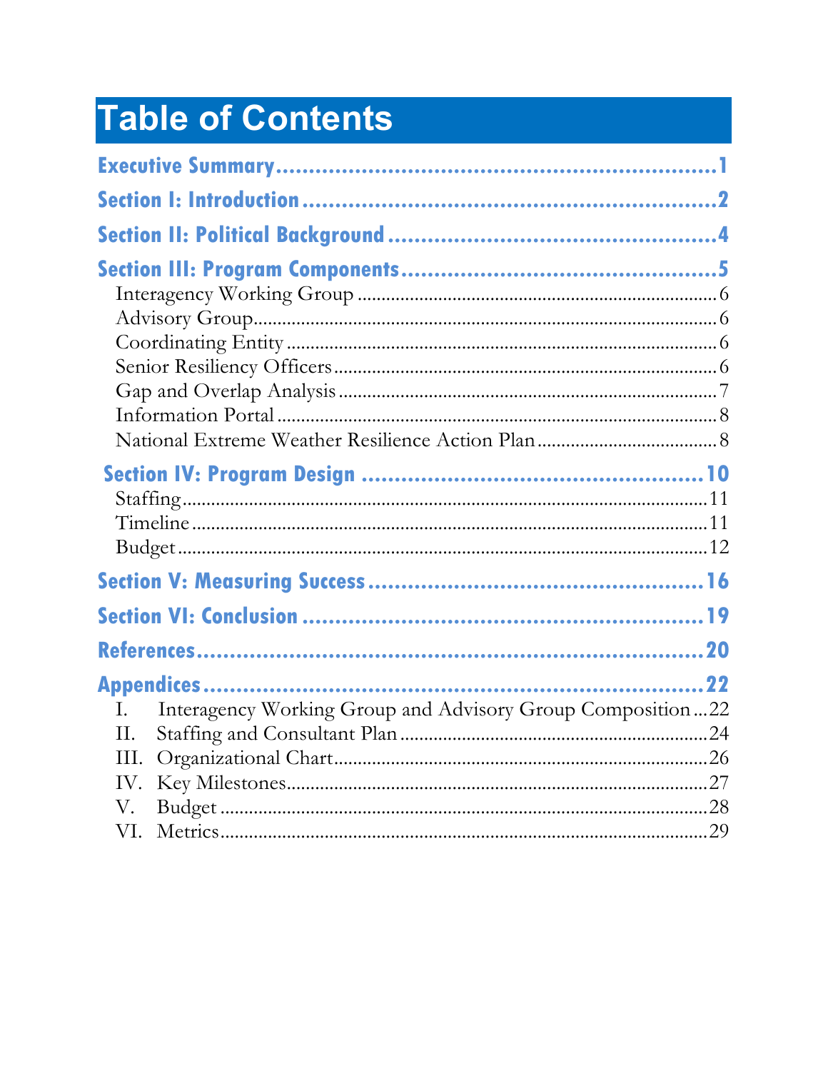# Table of Contents

**Executive Summary** .......... 1

**Section I: Introduction** .......... 2

**Section II: Political Background** .......... 4

**Section III: Program Components** .......... 5

- Interagency Working Group .......... 6
- Advisory Group .......... 6
- Coordinating Entity .......... 6
- Senior Resiliency Officers .......... 6
- Gap and Overlap Analysis .......... 7
- Information Portal .......... 8
- National Extreme Weather Resilience Action Plan .......... 8

**Section IV: Program Design** .......... 10

- Staffing .......... 11
- Timeline .......... 11
- Budget .......... 12

**Section V: Measuring Success** .......... 16

**Section VI: Conclusion** .......... 19

**References** .......... 20

**Appendices** .......... 22

- I. Interagency Working Group and Advisory Group Composition .......... 22
- II. Staffing and Consultant Plan .......... 24
- III. Organizational Chart .......... 26
- IV. Key Milestones .......... 27
- V. Budget .......... 28
- VI. Metrics .......... 29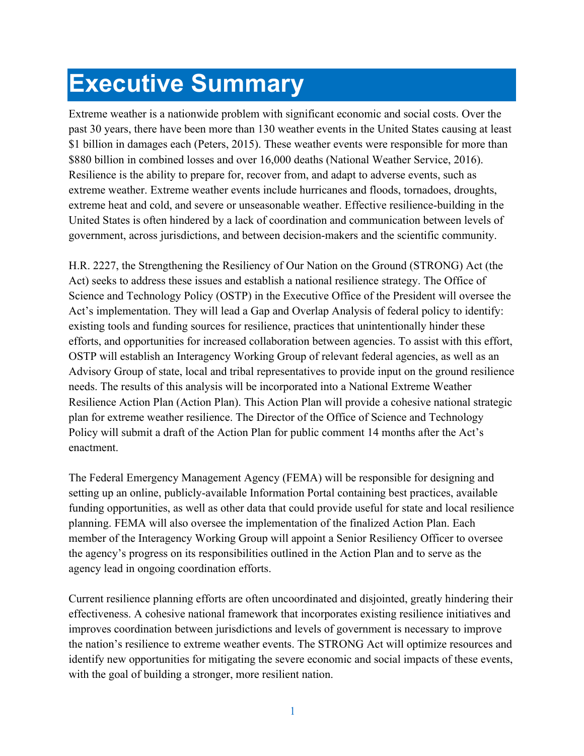# Executive Summary

Extreme weather is a nationwide problem with significant economic and social costs. Over the past 30 years, there have been more than 130 weather events in the United States causing at least $1 billion in damages each (Peters, 2015). These weather events were responsible for more than $880 billion in combined losses and over 16,000 deaths (National Weather Service, 2016). Resilience is the ability to prepare for, recover from, and adapt to adverse events, such as extreme weather. Extreme weather events include hurricanes and floods, tornadoes, droughts, extreme heat and cold, and severe or unseasonable weather. Effective resilience-building in the United States is often hindered by a lack of coordination and communication between levels of government, across jurisdictions, and between decision-makers and the scientific community.

H.R. 2227, the Strengthening the Resiliency of Our Nation on the Ground (STRONG) Act (the Act) seeks to address these issues and establish a national resilience strategy. The Office of Science and Technology Policy (OSTP) in the Executive Office of the President will oversee the Act's implementation. They will lead a Gap and Overlap Analysis of federal policy to identify: existing tools and funding sources for resilience, practices that unintentionally hinder these efforts, and opportunities for increased collaboration between agencies. To assist with this effort, OSTP will establish an Interagency Working Group of relevant federal agencies, as well as an Advisory Group of state, local and tribal representatives to provide input on the ground resilience needs. The results of this analysis will be incorporated into a National Extreme Weather Resilience Action Plan (Action Plan). This Action Plan will provide a cohesive national strategic plan for extreme weather resilience. The Director of the Office of Science and Technology Policy will submit a draft of the Action Plan for public comment 14 months after the Act's enactment.

The Federal Emergency Management Agency (FEMA) will be responsible for designing and setting up an online, publicly-available Information Portal containing best practices, available funding opportunities, as well as other data that could provide useful for state and local resilience planning. FEMA will also oversee the implementation of the finalized Action Plan. Each member of the Interagency Working Group will appoint a Senior Resiliency Officer to oversee the agency's progress on its responsibilities outlined in the Action Plan and to serve as the agency lead in ongoing coordination efforts.

Current resilience planning efforts are often uncoordinated and disjointed, greatly hindering their effectiveness. A cohesive national framework that incorporates existing resilience initiatives and improves coordination between jurisdictions and levels of government is necessary to improve the nation's resilience to extreme weather events. The STRONG Act will optimize resources and identify new opportunities for mitigating the severe economic and social impacts of these events, with the goal of building a stronger, more resilient nation.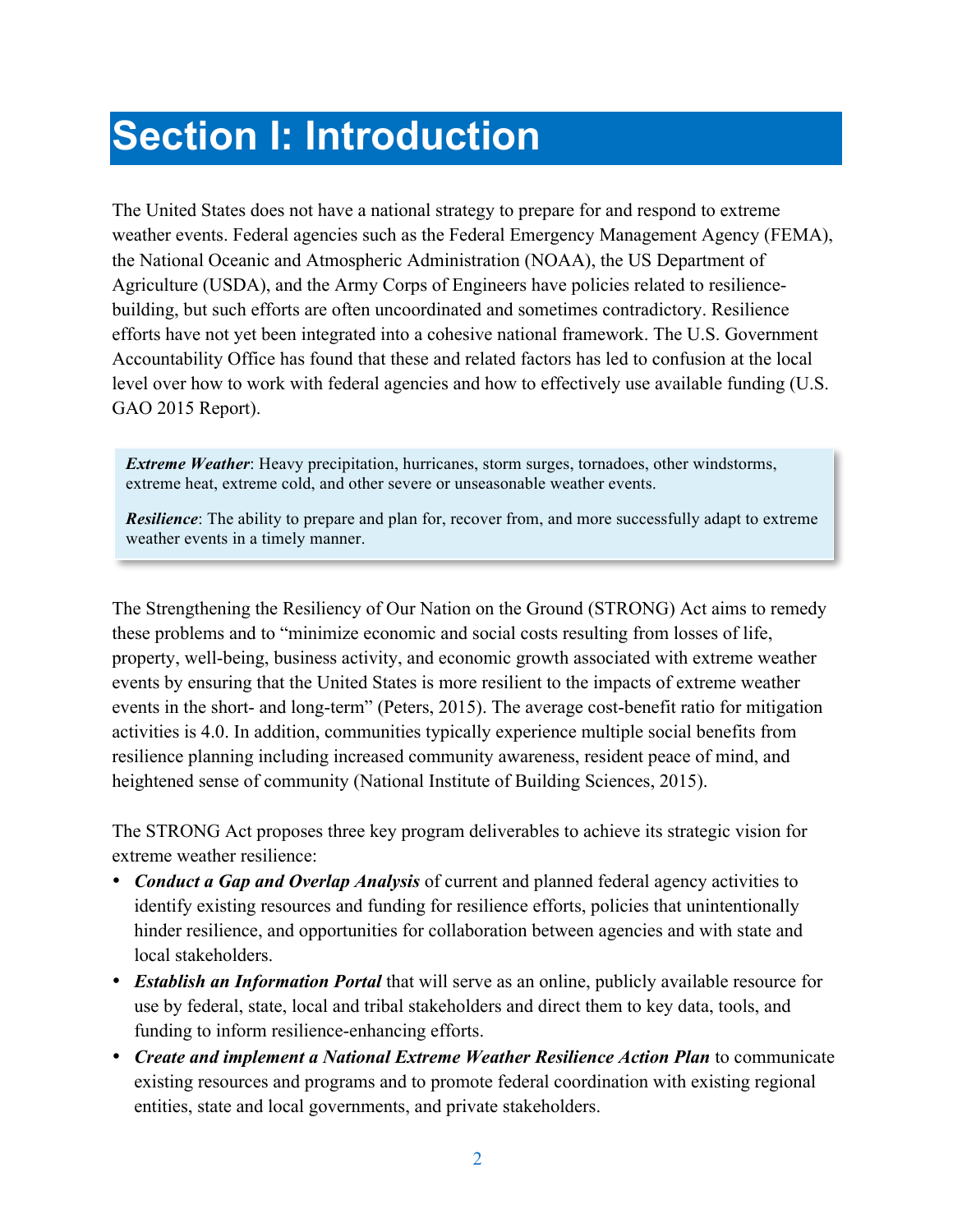# Section I: Introduction

The United States does not have a national strategy to prepare for and respond to extreme weather events. Federal agencies such as the Federal Emergency Management Agency (FEMA), the National Oceanic and Atmospheric Administration (NOAA), the US Department of Agriculture (USDA), and the Army Corps of Engineers have policies related to resilience-building, but such efforts are often uncoordinated and sometimes contradictory. Resilience efforts have not yet been integrated into a cohesive national framework. The U.S. Government Accountability Office has found that these and related factors has led to confusion at the local level over how to work with federal agencies and how to effectively use available funding (U.S. GAO 2015 Report).

> ***Extreme Weather***: Heavy precipitation, hurricanes, storm surges, tornadoes, other windstorms, extreme heat, extreme cold, and other severe or unseasonable weather events.
>
> ***Resilience***: The ability to prepare and plan for, recover from, and more successfully adapt to extreme weather events in a timely manner.

The Strengthening the Resiliency of Our Nation on the Ground (STRONG) Act aims to remedy these problems and to "minimize economic and social costs resulting from losses of life, property, well-being, business activity, and economic growth associated with extreme weather events by ensuring that the United States is more resilient to the impacts of extreme weather events in the short- and long-term" (Peters, 2015). The average cost-benefit ratio for mitigation activities is 4.0. In addition, communities typically experience multiple social benefits from resilience planning including increased community awareness, resident peace of mind, and heightened sense of community (National Institute of Building Sciences, 2015).

The STRONG Act proposes three key program deliverables to achieve its strategic vision for extreme weather resilience:

- ***Conduct a Gap and Overlap Analysis*** of current and planned federal agency activities to identify existing resources and funding for resilience efforts, policies that unintentionally hinder resilience, and opportunities for collaboration between agencies and with state and local stakeholders.
- ***Establish an Information Portal*** that will serve as an online, publicly available resource for use by federal, state, local and tribal stakeholders and direct them to key data, tools, and funding to inform resilience-enhancing efforts.
- ***Create and implement a National Extreme Weather Resilience Action Plan*** to communicate existing resources and programs and to promote federal coordination with existing regional entities, state and local governments, and private stakeholders.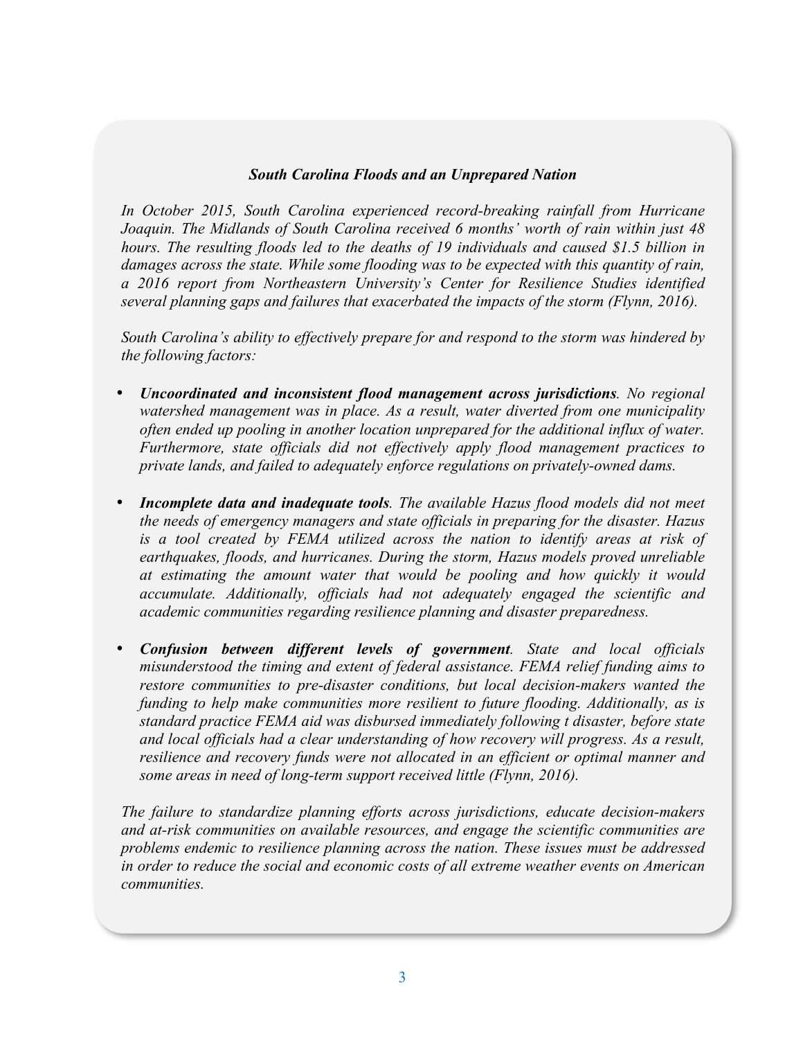### *South Carolina Floods and an Unprepared Nation*

*In October 2015, South Carolina experienced record-breaking rainfall from Hurricane Joaquin. The Midlands of South Carolina received 6 months' worth of rain within just 48 hours. The resulting floods led to the deaths of 19 individuals and caused $1.5 billion in damages across the state. While some flooding was to be expected with this quantity of rain, a 2016 report from Northeastern University's Center for Resilience Studies identified several planning gaps and failures that exacerbated the impacts of the storm (Flynn, 2016).*

*South Carolina's ability to effectively prepare for and respond to the storm was hindered by the following factors:*

- ***Uncoordinated and inconsistent flood management across jurisdictions**. No regional watershed management was in place. As a result, water diverted from one municipality often ended up pooling in another location unprepared for the additional influx of water. Furthermore, state officials did not effectively apply flood management practices to private lands, and failed to adequately enforce regulations on privately-owned dams.*
- ***Incomplete data and inadequate tools**. The available Hazus flood models did not meet the needs of emergency managers and state officials in preparing for the disaster. Hazus is a tool created by FEMA utilized across the nation to identify areas at risk of earthquakes, floods, and hurricanes. During the storm, Hazus models proved unreliable at estimating the amount water that would be pooling and how quickly it would accumulate. Additionally, officials had not adequately engaged the scientific and academic communities regarding resilience planning and disaster preparedness.*
- ***Confusion between different levels of government**. State and local officials misunderstood the timing and extent of federal assistance. FEMA relief funding aims to restore communities to pre-disaster conditions, but local decision-makers wanted the funding to help make communities more resilient to future flooding. Additionally, as is standard practice FEMA aid was disbursed immediately following t disaster, before state and local officials had a clear understanding of how recovery will progress. As a result, resilience and recovery funds were not allocated in an efficient or optimal manner and some areas in need of long-term support received little (Flynn, 2016).*

*The failure to standardize planning efforts across jurisdictions, educate decision-makers and at-risk communities on available resources, and engage the scientific communities are problems endemic to resilience planning across the nation. These issues must be addressed in order to reduce the social and economic costs of all extreme weather events on American communities.*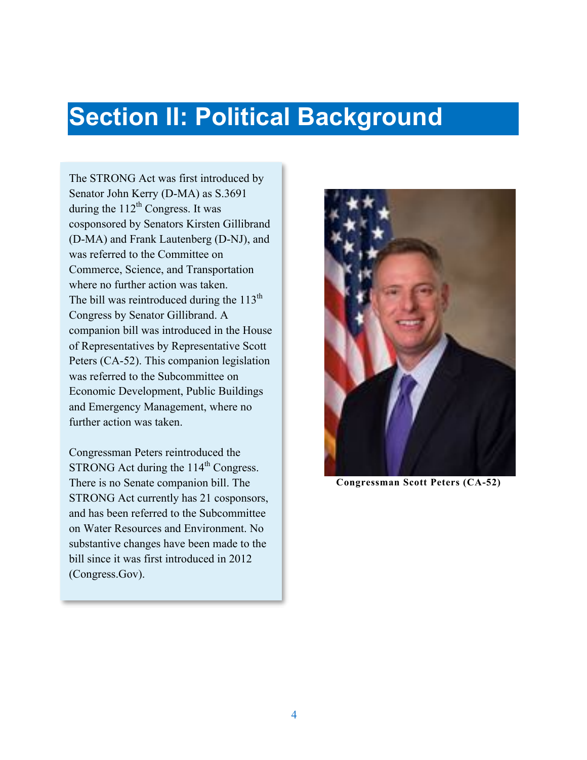# Section II: Political Background

The STRONG Act was first introduced by Senator John Kerry (D-MA) as S.3691 during the 112th Congress. It was cosponsored by Senators Kirsten Gillibrand (D-MA) and Frank Lautenberg (D-NJ), and was referred to the Committee on Commerce, Science, and Transportation where no further action was taken. The bill was reintroduced during the 113th Congress by Senator Gillibrand. A companion bill was introduced in the House of Representatives by Representative Scott Peters (CA-52). This companion legislation was referred to the Subcommittee on Economic Development, Public Buildings and Emergency Management, where no further action was taken.

Congressman Peters reintroduced the STRONG Act during the 114th Congress. There is no Senate companion bill. The STRONG Act currently has 21 cosponsors, and has been referred to the Subcommittee on Water Resources and Environment. No substantive changes have been made to the bill since it was first introduced in 2012 (Congress.Gov).

**Congressman Scott Peters (CA-52)**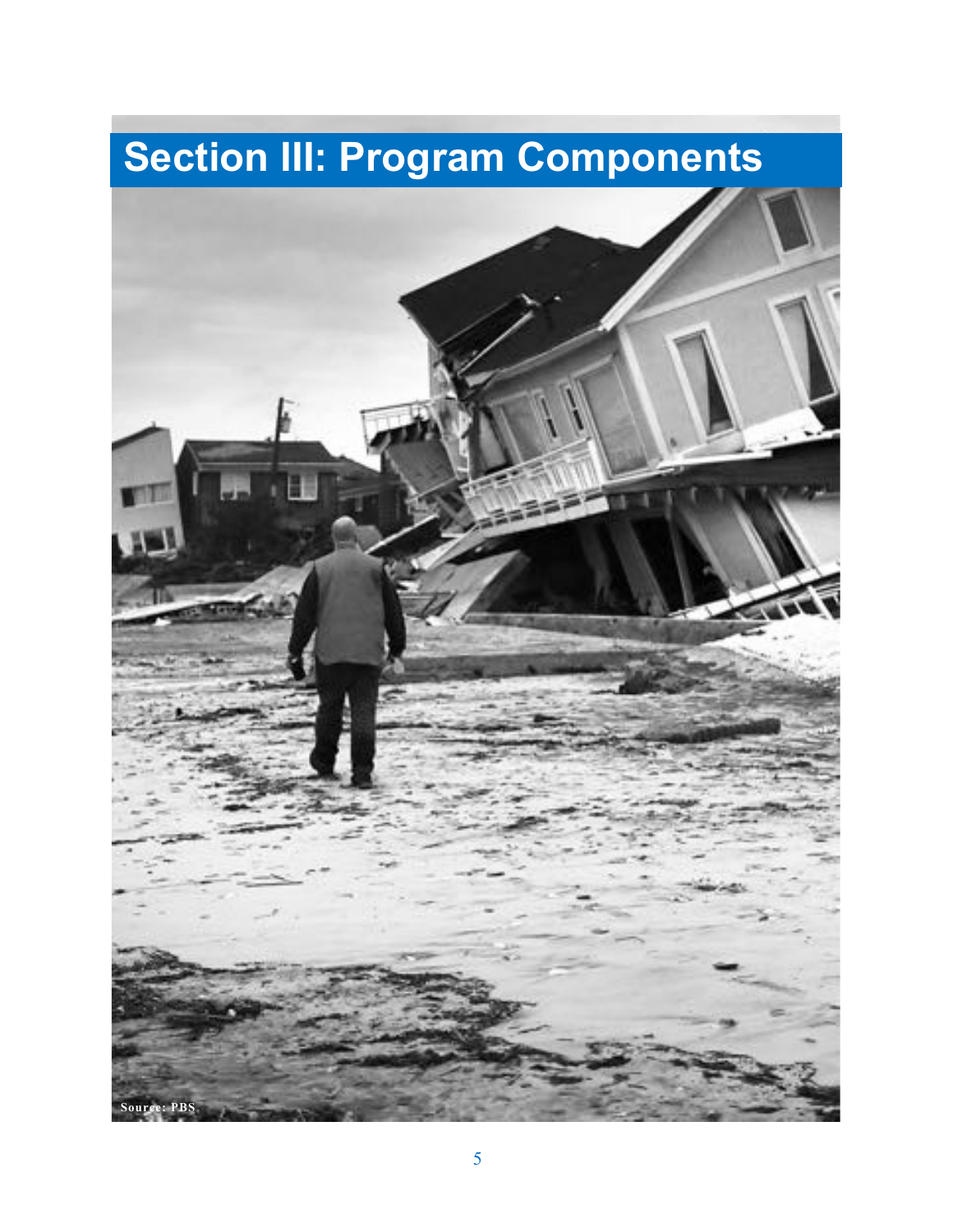# Section III: Program Components

Source: PBS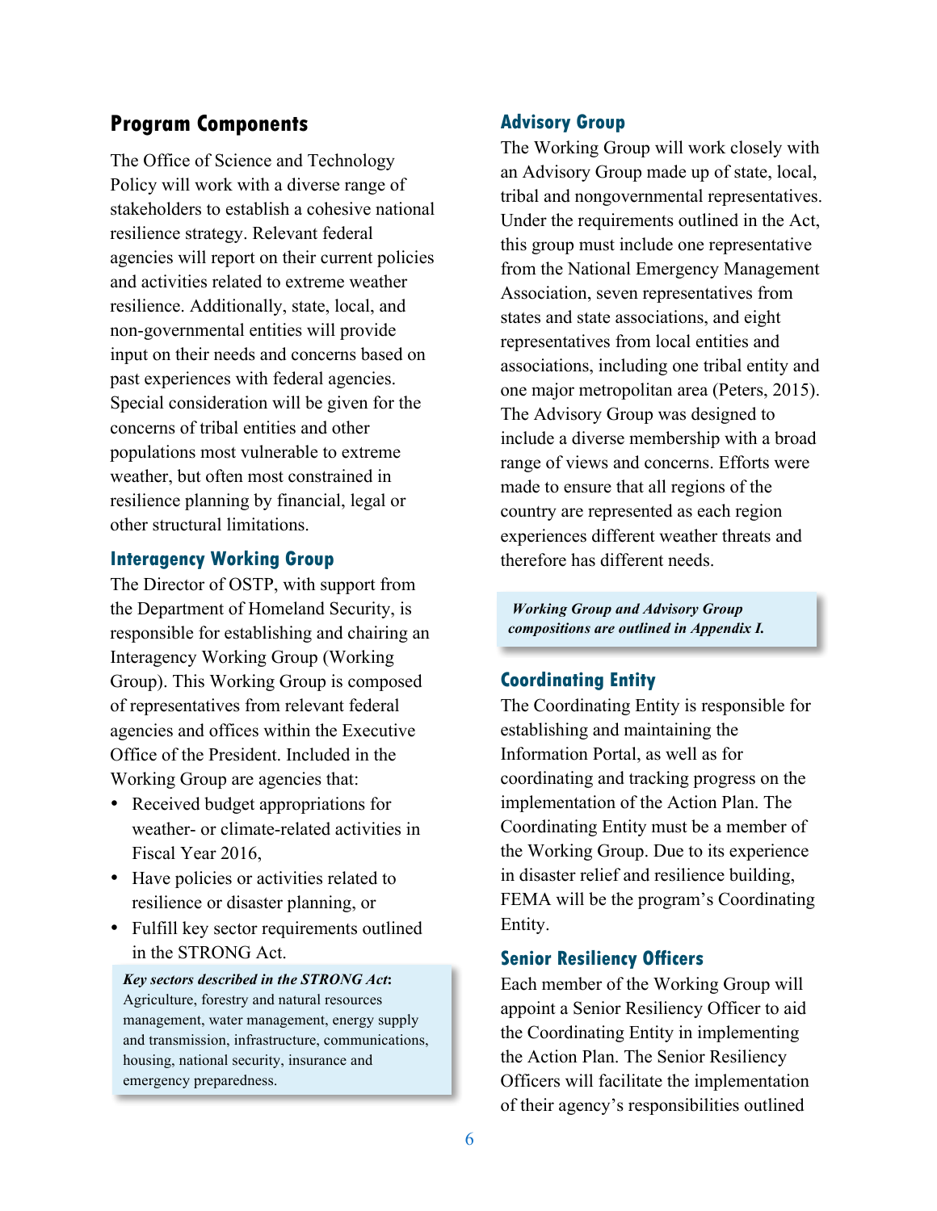## Program Components

The Office of Science and Technology Policy will work with a diverse range of stakeholders to establish a cohesive national resilience strategy. Relevant federal agencies will report on their current policies and activities related to extreme weather resilience. Additionally, state, local, and non-governmental entities will provide input on their needs and concerns based on past experiences with federal agencies. Special consideration will be given for the concerns of tribal entities and other populations most vulnerable to extreme weather, but often most constrained in resilience planning by financial, legal or other structural limitations.

### Interagency Working Group

The Director of OSTP, with support from the Department of Homeland Security, is responsible for establishing and chairing an Interagency Working Group (Working Group). This Working Group is composed of representatives from relevant federal agencies and offices within the Executive Office of the President. Included in the Working Group are agencies that:

- Received budget appropriations for weather- or climate-related activities in Fiscal Year 2016,
- Have policies or activities related to resilience or disaster planning, or
- Fulfill key sector requirements outlined in the STRONG Act.

> ***Key sectors described in the STRONG Act*:** Agriculture, forestry and natural resources management, water management, energy supply and transmission, infrastructure, communications, housing, national security, insurance and emergency preparedness.

### Advisory Group

The Working Group will work closely with an Advisory Group made up of state, local, tribal and nongovernmental representatives. Under the requirements outlined in the Act, this group must include one representative from the National Emergency Management Association, seven representatives from states and state associations, and eight representatives from local entities and associations, including one tribal entity and one major metropolitan area (Peters, 2015). The Advisory Group was designed to include a diverse membership with a broad range of views and concerns. Efforts were made to ensure that all regions of the country are represented as each region experiences different weather threats and therefore has different needs.

> ***Working Group and Advisory Group compositions are outlined in Appendix I.***

### Coordinating Entity

The Coordinating Entity is responsible for establishing and maintaining the Information Portal, as well as for coordinating and tracking progress on the implementation of the Action Plan. The Coordinating Entity must be a member of the Working Group. Due to its experience in disaster relief and resilience building, FEMA will be the program's Coordinating Entity.

### Senior Resiliency Officers

Each member of the Working Group will appoint a Senior Resiliency Officer to aid the Coordinating Entity in implementing the Action Plan. The Senior Resiliency Officers will facilitate the implementation of their agency's responsibilities outlined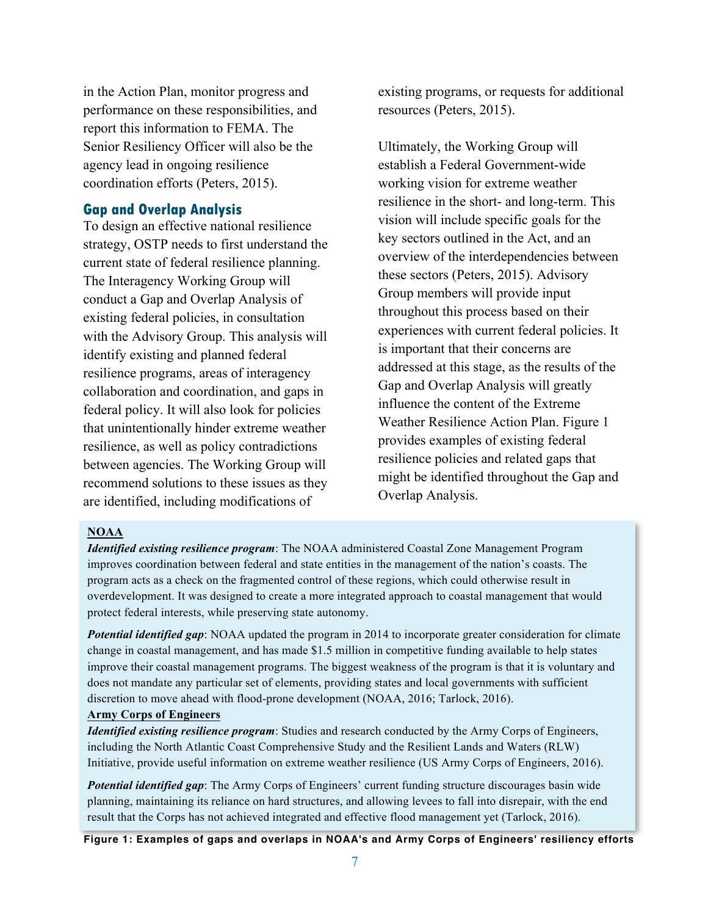in the Action Plan, monitor progress and performance on these responsibilities, and report this information to FEMA. The Senior Resiliency Officer will also be the agency lead in ongoing resilience coordination efforts (Peters, 2015).

### Gap and Overlap Analysis

To design an effective national resilience strategy, OSTP needs to first understand the current state of federal resilience planning. The Interagency Working Group will conduct a Gap and Overlap Analysis of existing federal policies, in consultation with the Advisory Group. This analysis will identify existing and planned federal resilience programs, areas of interagency collaboration and coordination, and gaps in federal policy. It will also look for policies that unintentionally hinder extreme weather resilience, as well as policy contradictions between agencies. The Working Group will recommend solutions to these issues as they are identified, including modifications of existing programs, or requests for additional resources (Peters, 2015).

Ultimately, the Working Group will establish a Federal Government-wide working vision for extreme weather resilience in the short- and long-term. This vision will include specific goals for the key sectors outlined in the Act, and an overview of the interdependencies between these sectors (Peters, 2015). Advisory Group members will provide input throughout this process based on their experiences with current federal policies. It is important that their concerns are addressed at this stage, as the results of the Gap and Overlap Analysis will greatly influence the content of the Extreme Weather Resilience Action Plan. Figure 1 provides examples of existing federal resilience policies and related gaps that might be identified throughout the Gap and Overlap Analysis.

**NOAA**

***Identified existing resilience program***: The NOAA administered Coastal Zone Management Program improves coordination between federal and state entities in the management of the nation's coasts. The program acts as a check on the fragmented control of these regions, which could otherwise result in overdevelopment. It was designed to create a more integrated approach to coastal management that would protect federal interests, while preserving state autonomy.

***Potential identified gap***: NOAA updated the program in 2014 to incorporate greater consideration for climate change in coastal management, and has made $1.5 million in competitive funding available to help states improve their coastal management programs. The biggest weakness of the program is that it is voluntary and does not mandate any particular set of elements, providing states and local governments with sufficient discretion to move ahead with flood-prone development (NOAA, 2016; Tarlock, 2016).

**Army Corps of Engineers**

***Identified existing resilience program***: Studies and research conducted by the Army Corps of Engineers, including the North Atlantic Coast Comprehensive Study and the Resilient Lands and Waters (RLW) Initiative, provide useful information on extreme weather resilience (US Army Corps of Engineers, 2016).

***Potential identified gap***: The Army Corps of Engineers' current funding structure discourages basin wide planning, maintaining its reliance on hard structures, and allowing levees to fall into disrepair, with the end result that the Corps has not achieved integrated and effective flood management yet (Tarlock, 2016).

**Figure 1: Examples of gaps and overlaps in NOAA's and Army Corps of Engineers' resiliency efforts**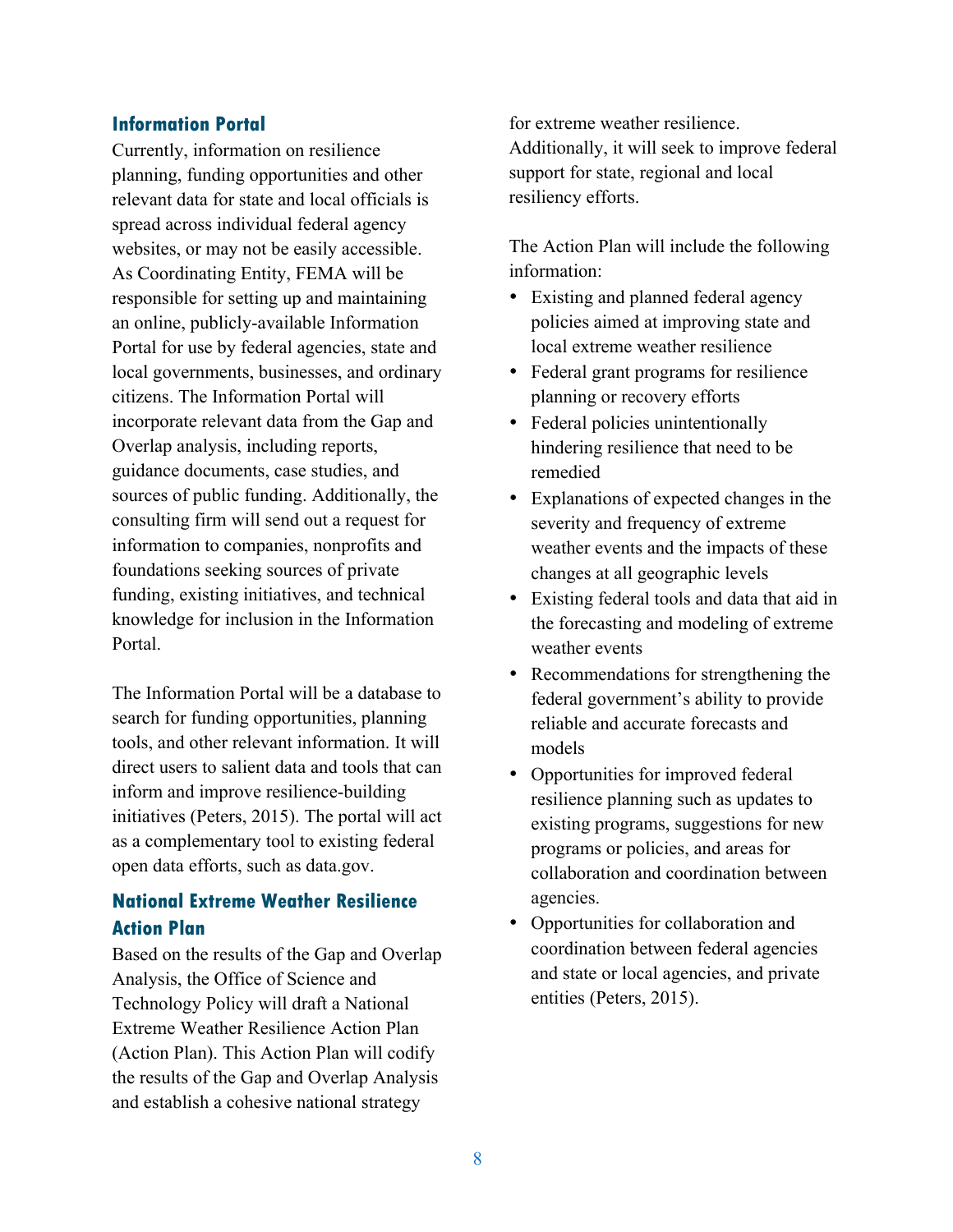## Information Portal

Currently, information on resilience planning, funding opportunities and other relevant data for state and local officials is spread across individual federal agency websites, or may not be easily accessible. As Coordinating Entity, FEMA will be responsible for setting up and maintaining an online, publicly-available Information Portal for use by federal agencies, state and local governments, businesses, and ordinary citizens. The Information Portal will incorporate relevant data from the Gap and Overlap analysis, including reports, guidance documents, case studies, and sources of public funding. Additionally, the consulting firm will send out a request for information to companies, nonprofits and foundations seeking sources of private funding, existing initiatives, and technical knowledge for inclusion in the Information Portal.

The Information Portal will be a database to search for funding opportunities, planning tools, and other relevant information. It will direct users to salient data and tools that can inform and improve resilience-building initiatives (Peters, 2015). The portal will act as a complementary tool to existing federal open data efforts, such as data.gov.

## National Extreme Weather Resilience Action Plan

Based on the results of the Gap and Overlap Analysis, the Office of Science and Technology Policy will draft a National Extreme Weather Resilience Action Plan (Action Plan). This Action Plan will codify the results of the Gap and Overlap Analysis and establish a cohesive national strategy for extreme weather resilience. Additionally, it will seek to improve federal support for state, regional and local resiliency efforts.

The Action Plan will include the following information:

- Existing and planned federal agency policies aimed at improving state and local extreme weather resilience
- Federal grant programs for resilience planning or recovery efforts
- Federal policies unintentionally hindering resilience that need to be remedied
- Explanations of expected changes in the severity and frequency of extreme weather events and the impacts of these changes at all geographic levels
- Existing federal tools and data that aid in the forecasting and modeling of extreme weather events
- Recommendations for strengthening the federal government's ability to provide reliable and accurate forecasts and models
- Opportunities for improved federal resilience planning such as updates to existing programs, suggestions for new programs or policies, and areas for collaboration and coordination between agencies.
- Opportunities for collaboration and coordination between federal agencies and state or local agencies, and private entities (Peters, 2015).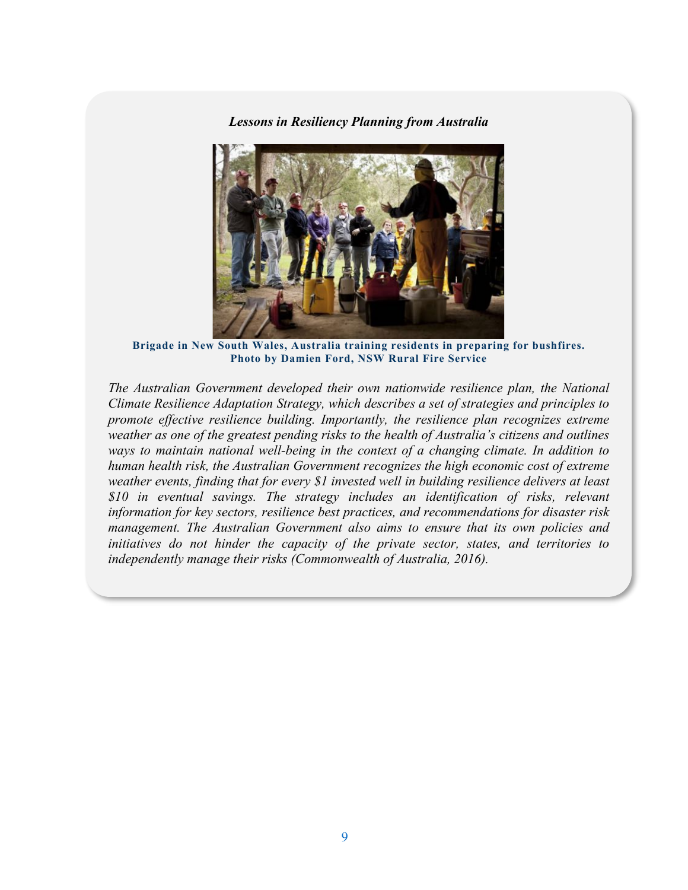***Lessons in Resiliency Planning from Australia***

**Brigade in New South Wales, Australia training residents in preparing for bushfires. Photo by Damien Ford, NSW Rural Fire Service**

*The Australian Government developed their own nationwide resilience plan, the National Climate Resilience Adaptation Strategy, which describes a set of strategies and principles to promote effective resilience building. Importantly, the resilience plan recognizes extreme weather as one of the greatest pending risks to the health of Australia's citizens and outlines ways to maintain national well-being in the context of a changing climate. In addition to human health risk, the Australian Government recognizes the high economic cost of extreme weather events, finding that for every $1 invested well in building resilience delivers at least $10 in eventual savings. The strategy includes an identification of risks, relevant information for key sectors, resilience best practices, and recommendations for disaster risk management. The Australian Government also aims to ensure that its own policies and initiatives do not hinder the capacity of the private sector, states, and territories to independently manage their risks (Commonwealth of Australia, 2016).*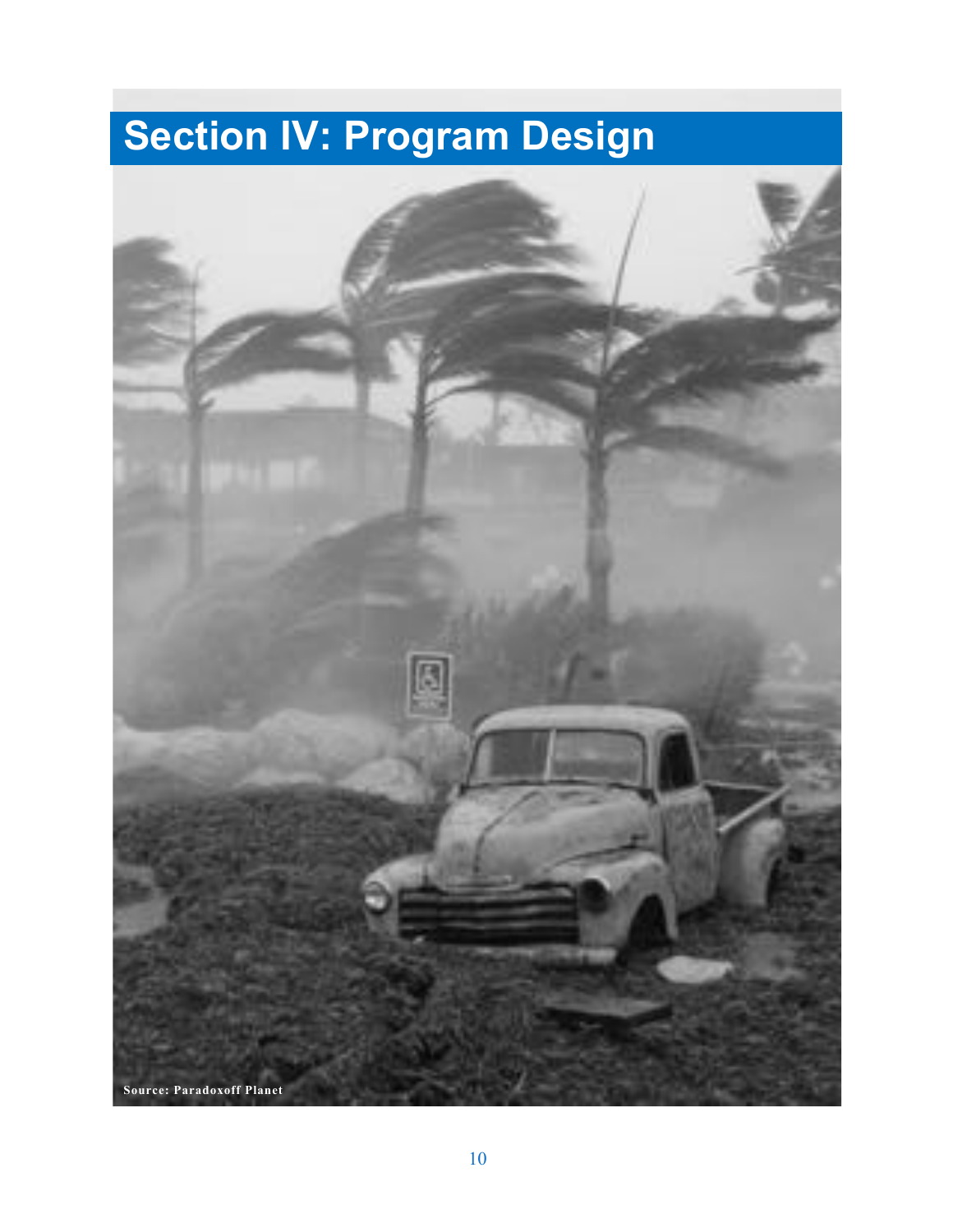# Section IV: Program Design

Source: Paradoxoff Planet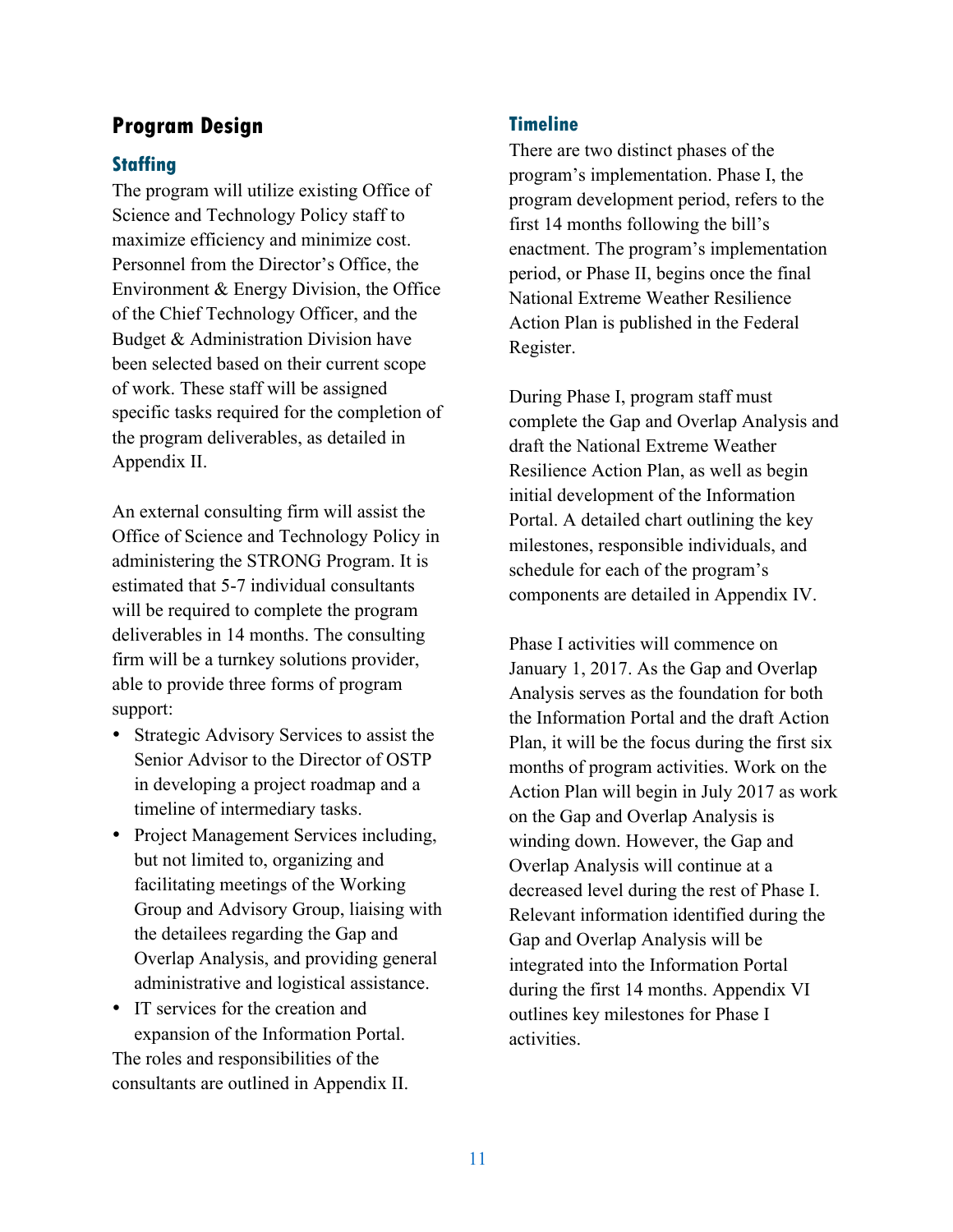## Program Design

### Staffing

The program will utilize existing Office of Science and Technology Policy staff to maximize efficiency and minimize cost. Personnel from the Director's Office, the Environment & Energy Division, the Office of the Chief Technology Officer, and the Budget & Administration Division have been selected based on their current scope of work. These staff will be assigned specific tasks required for the completion of the program deliverables, as detailed in Appendix II.

An external consulting firm will assist the Office of Science and Technology Policy in administering the STRONG Program. It is estimated that 5-7 individual consultants will be required to complete the program deliverables in 14 months. The consulting firm will be a turnkey solutions provider, able to provide three forms of program support:

- Strategic Advisory Services to assist the Senior Advisor to the Director of OSTP in developing a project roadmap and a timeline of intermediary tasks.
- Project Management Services including, but not limited to, organizing and facilitating meetings of the Working Group and Advisory Group, liaising with the detailees regarding the Gap and Overlap Analysis, and providing general administrative and logistical assistance.
- IT services for the creation and expansion of the Information Portal.

The roles and responsibilities of the consultants are outlined in Appendix II.

### Timeline

There are two distinct phases of the program's implementation. Phase I, the program development period, refers to the first 14 months following the bill's enactment. The program's implementation period, or Phase II, begins once the final National Extreme Weather Resilience Action Plan is published in the Federal Register.

During Phase I, program staff must complete the Gap and Overlap Analysis and draft the National Extreme Weather Resilience Action Plan, as well as begin initial development of the Information Portal. A detailed chart outlining the key milestones, responsible individuals, and schedule for each of the program's components are detailed in Appendix IV.

Phase I activities will commence on January 1, 2017. As the Gap and Overlap Analysis serves as the foundation for both the Information Portal and the draft Action Plan, it will be the focus during the first six months of program activities. Work on the Action Plan will begin in July 2017 as work on the Gap and Overlap Analysis is winding down. However, the Gap and Overlap Analysis will continue at a decreased level during the rest of Phase I. Relevant information identified during the Gap and Overlap Analysis will be integrated into the Information Portal during the first 14 months. Appendix VI outlines key milestones for Phase I activities.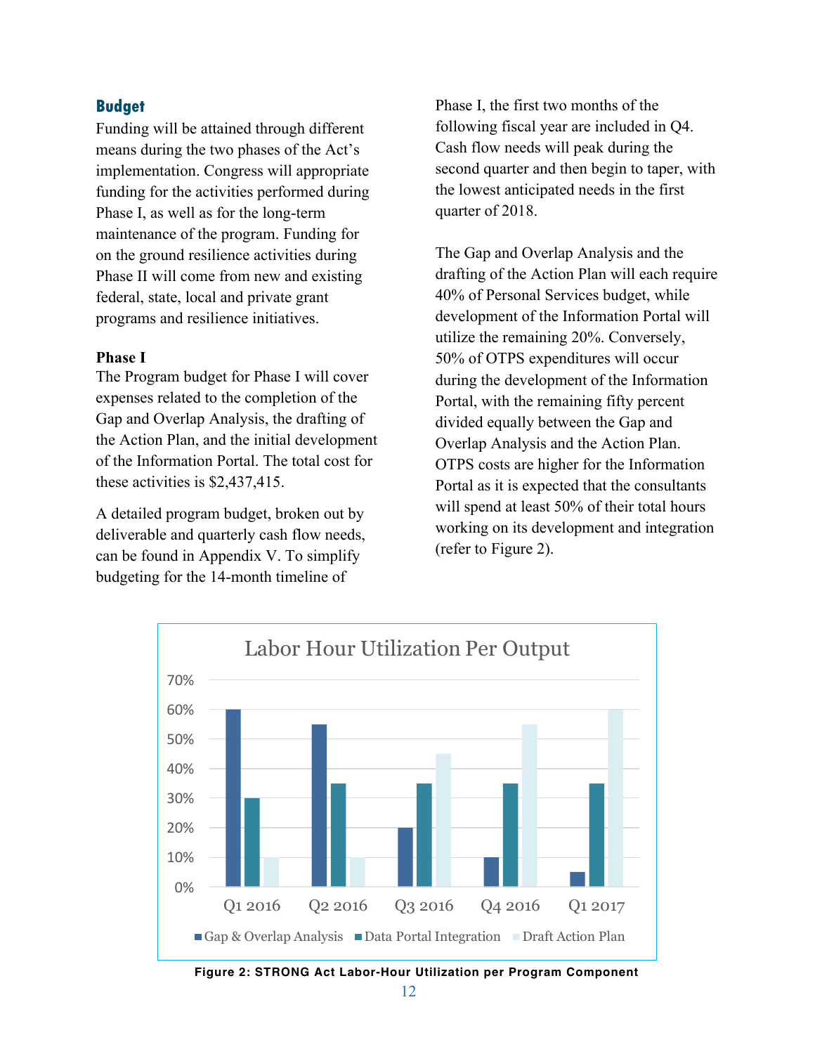## Budget

Funding will be attained through different means during the two phases of the Act's implementation. Congress will appropriate funding for the activities performed during Phase I, as well as for the long-term maintenance of the program. Funding for on the ground resilience activities during Phase II will come from new and existing federal, state, local and private grant programs and resilience initiatives.

### Phase I

The Program budget for Phase I will cover expenses related to the completion of the Gap and Overlap Analysis, the drafting of the Action Plan, and the initial development of the Information Portal. The total cost for these activities is $2,437,415.

A detailed program budget, broken out by deliverable and quarterly cash flow needs, can be found in Appendix V. To simplify budgeting for the 14-month timeline of Phase I, the first two months of the following fiscal year are included in Q4. Cash flow needs will peak during the second quarter and then begin to taper, with the lowest anticipated needs in the first quarter of 2018.

The Gap and Overlap Analysis and the drafting of the Action Plan will each require 40% of Personal Services budget, while development of the Information Portal will utilize the remaining 20%. Conversely, 50% of OTPS expenditures will occur during the development of the Information Portal, with the remaining fifty percent divided equally between the Gap and Overlap Analysis and the Action Plan. OTPS costs are higher for the Information Portal as it is expected that the consultants will spend at least 50% of their total hours working on its development and integration (refer to Figure 2).

**Labor Hour Utilization Per Output**

| | Gap & Overlap Analysis | Data Portal Integration | Draft Action Plan |
|---|---|---|---|
| Q1 2016 | 60% | 30% | 10% |
| Q2 2016 | 55% | 35% | 10% |
| Q3 2016 | 20% | 35% | 45% |
| Q4 2016 | 10% | 35% | 55% |
| Q1 2017 | 5% | 35% | 60% |

**Figure 2: STRONG Act Labor-Hour Utilization per Program Component**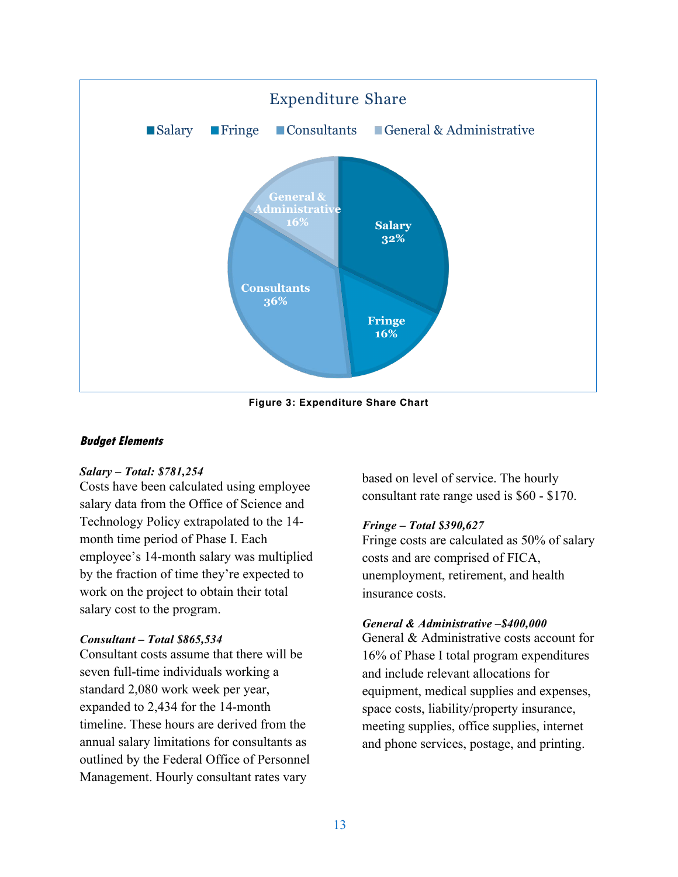Expenditure Share

| Category | Share |
| --- | --- |
| Salary | 32% |
| Fringe | 16% |
| Consultants | 36% |
| General & Administrative | 16% |

**Figure 3: Expenditure Share Chart**

***Budget Elements***

***Salary – Total: $781,254***

Costs have been calculated using employee salary data from the Office of Science and Technology Policy extrapolated to the 14-month time period of Phase I. Each employee's 14-month salary was multiplied by the fraction of time they're expected to work on the project to obtain their total salary cost to the program.

***Consultant – Total $865,534***

Consultant costs assume that there will be seven full-time individuals working a standard 2,080 work week per year, expanded to 2,434 for the 14-month timeline. These hours are derived from the annual salary limitations for consultants as outlined by the Federal Office of Personnel Management. Hourly consultant rates vary based on level of service. The hourly consultant rate range used is $60 - $170.

***Fringe – Total $390,627***

Fringe costs are calculated as 50% of salary costs and are comprised of FICA, unemployment, retirement, and health insurance costs.

***General & Administrative –$400,000***

General & Administrative costs account for 16% of Phase I total program expenditures and include relevant allocations for equipment, medical supplies and expenses, space costs, liability/property insurance, meeting supplies, office supplies, internet and phone services, postage, and printing.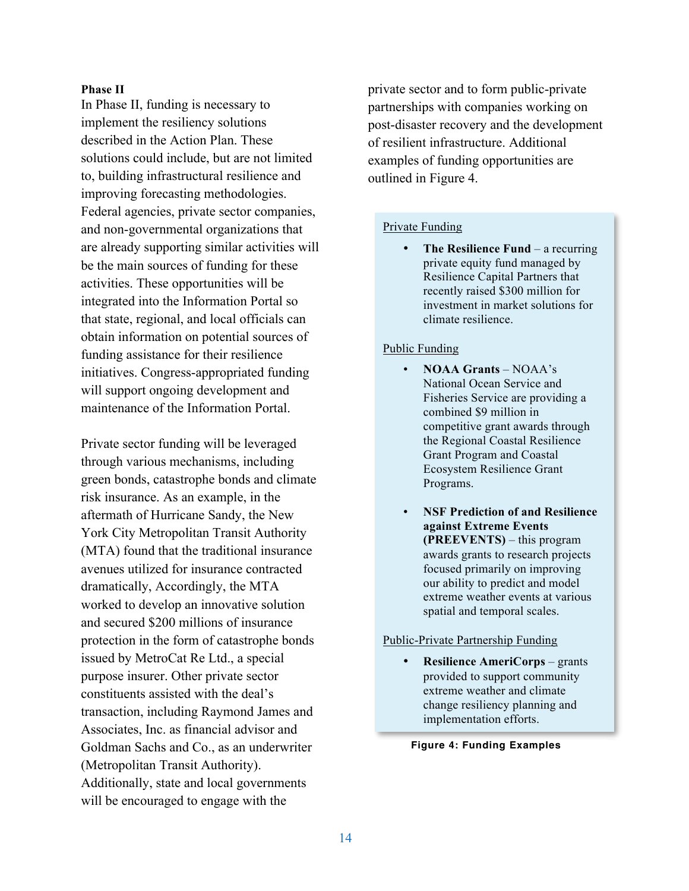**Phase II**

In Phase II, funding is necessary to implement the resiliency solutions described in the Action Plan. These solutions could include, but are not limited to, building infrastructural resilience and improving forecasting methodologies. Federal agencies, private sector companies, and non-governmental organizations that are already supporting similar activities will be the main sources of funding for these activities. These opportunities will be integrated into the Information Portal so that state, regional, and local officials can obtain information on potential sources of funding assistance for their resilience initiatives. Congress-appropriated funding will support ongoing development and maintenance of the Information Portal.

Private sector funding will be leveraged through various mechanisms, including green bonds, catastrophe bonds and climate risk insurance. As an example, in the aftermath of Hurricane Sandy, the New York City Metropolitan Transit Authority (MTA) found that the traditional insurance avenues utilized for insurance contracted dramatically, Accordingly, the MTA worked to develop an innovative solution and secured $200 millions of insurance protection in the form of catastrophe bonds issued by MetroCat Re Ltd., a special purpose insurer. Other private sector constituents assisted with the deal's transaction, including Raymond James and Associates, Inc. as financial advisor and Goldman Sachs and Co., as an underwriter (Metropolitan Transit Authority). Additionally, state and local governments will be encouraged to engage with the private sector and to form public-private partnerships with companies working on post-disaster recovery and the development of resilient infrastructure. Additional examples of funding opportunities are outlined in Figure 4.

Private Funding

- **The Resilience Fund** – a recurring private equity fund managed by Resilience Capital Partners that recently raised $300 million for investment in market solutions for climate resilience.

Public Funding

- **NOAA Grants** – NOAA's National Ocean Service and Fisheries Service are providing a combined $9 million in competitive grant awards through the Regional Coastal Resilience Grant Program and Coastal Ecosystem Resilience Grant Programs.

- **NSF Prediction of and Resilience against Extreme Events (PREEVENTS)** – this program awards grants to research projects focused primarily on improving our ability to predict and model extreme weather events at various spatial and temporal scales.

Public-Private Partnership Funding

- **Resilience AmeriCorps** – grants provided to support community extreme weather and climate change resiliency planning and implementation efforts.

**Figure 4: Funding Examples**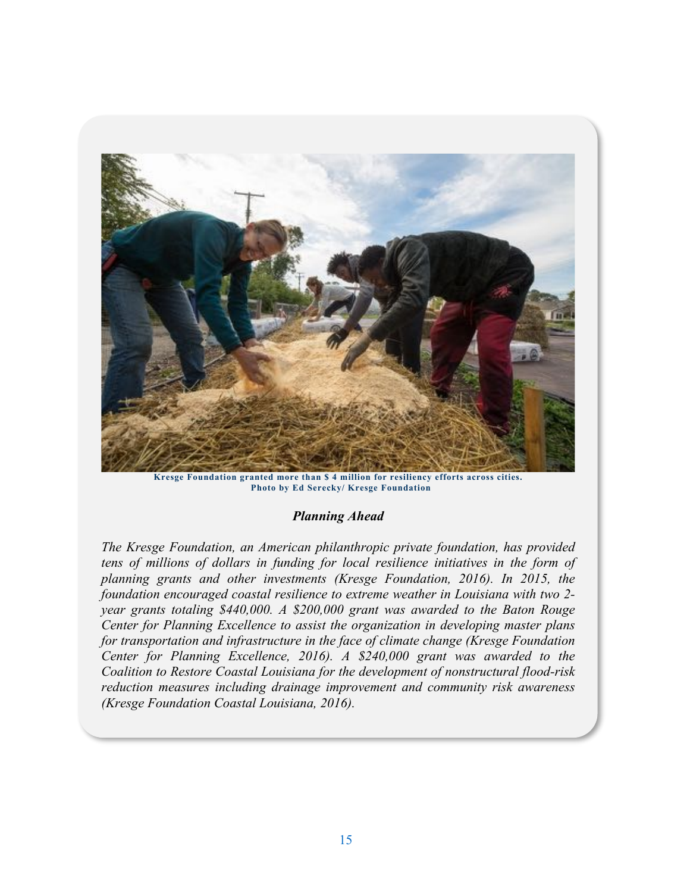Kresge Foundation granted more than $ 4 million for resiliency efforts across cities. Photo by Ed Serecky/ Kresge Foundation

### *Planning Ahead*

*The Kresge Foundation, an American philanthropic private foundation, has provided tens of millions of dollars in funding for local resilience initiatives in the form of planning grants and other investments (Kresge Foundation, 2016). In 2015, the foundation encouraged coastal resilience to extreme weather in Louisiana with two 2-year grants totaling $440,000. A $200,000 grant was awarded to the Baton Rouge Center for Planning Excellence to assist the organization in developing master plans for transportation and infrastructure in the face of climate change (Kresge Foundation Center for Planning Excellence, 2016). A $240,000 grant was awarded to the Coalition to Restore Coastal Louisiana for the development of nonstructural flood-risk reduction measures including drainage improvement and community risk awareness (Kresge Foundation Coastal Louisiana, 2016).*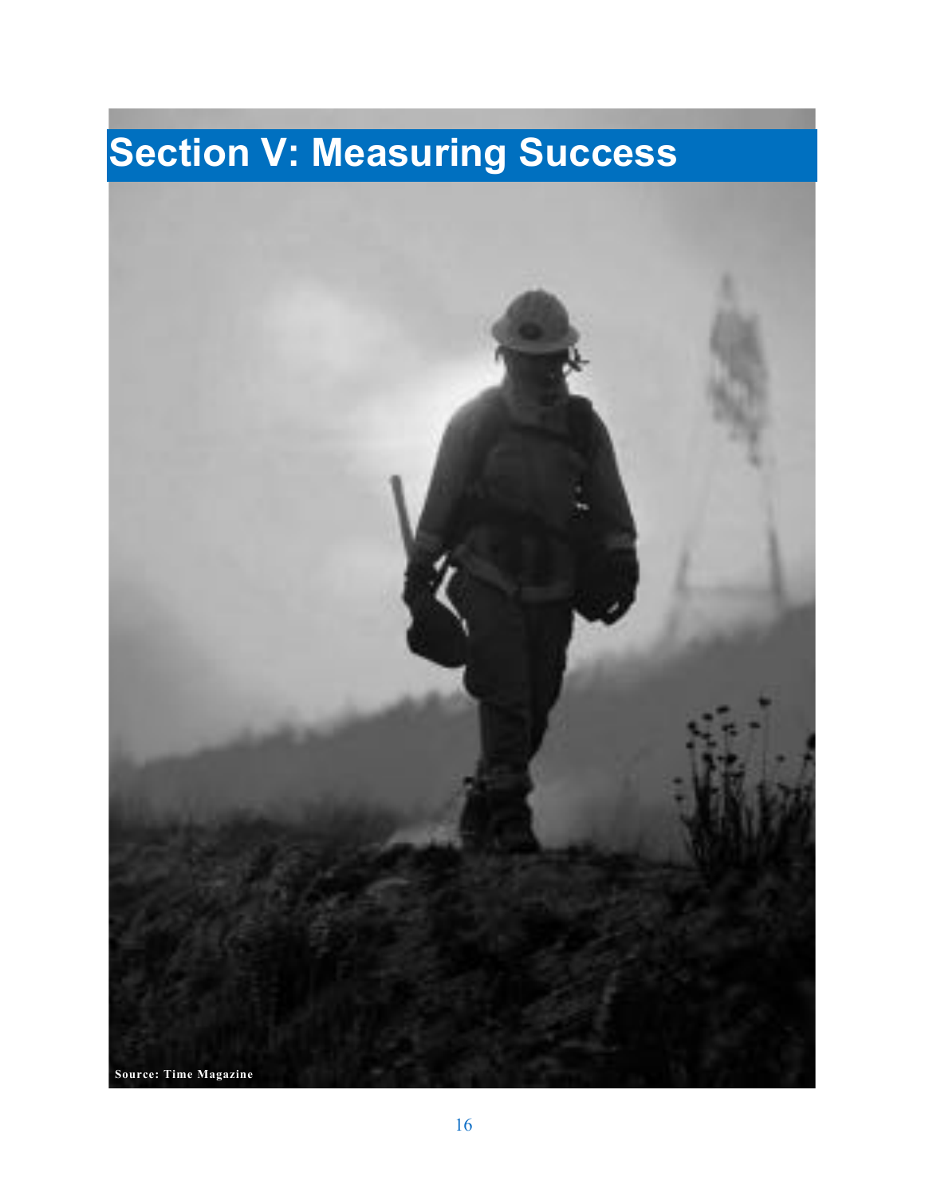# Section V: Measuring Success

Source: Time Magazine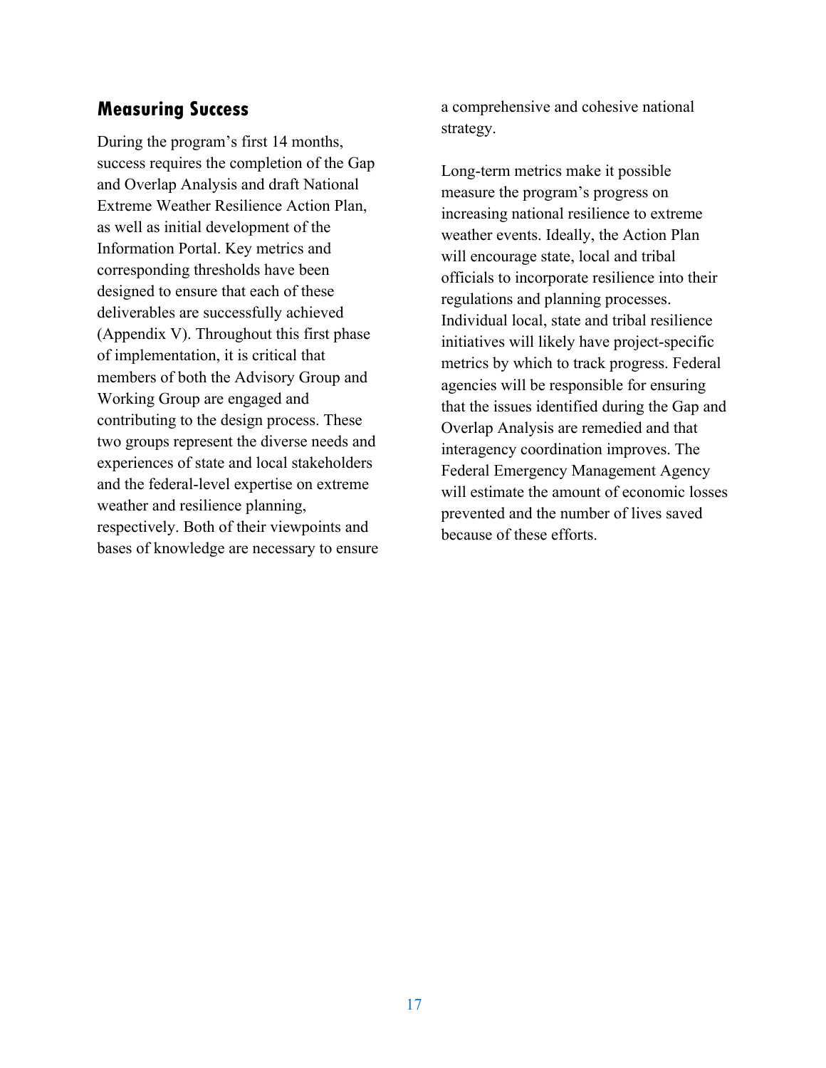## Measuring Success

During the program's first 14 months, success requires the completion of the Gap and Overlap Analysis and draft National Extreme Weather Resilience Action Plan, as well as initial development of the Information Portal. Key metrics and corresponding thresholds have been designed to ensure that each of these deliverables are successfully achieved (Appendix V). Throughout this first phase of implementation, it is critical that members of both the Advisory Group and Working Group are engaged and contributing to the design process. These two groups represent the diverse needs and experiences of state and local stakeholders and the federal-level expertise on extreme weather and resilience planning, respectively. Both of their viewpoints and bases of knowledge are necessary to ensure a comprehensive and cohesive national strategy.

Long-term metrics make it possible measure the program's progress on increasing national resilience to extreme weather events. Ideally, the Action Plan will encourage state, local and tribal officials to incorporate resilience into their regulations and planning processes. Individual local, state and tribal resilience initiatives will likely have project-specific metrics by which to track progress. Federal agencies will be responsible for ensuring that the issues identified during the Gap and Overlap Analysis are remedied and that interagency coordination improves. The Federal Emergency Management Agency will estimate the amount of economic losses prevented and the number of lives saved because of these efforts.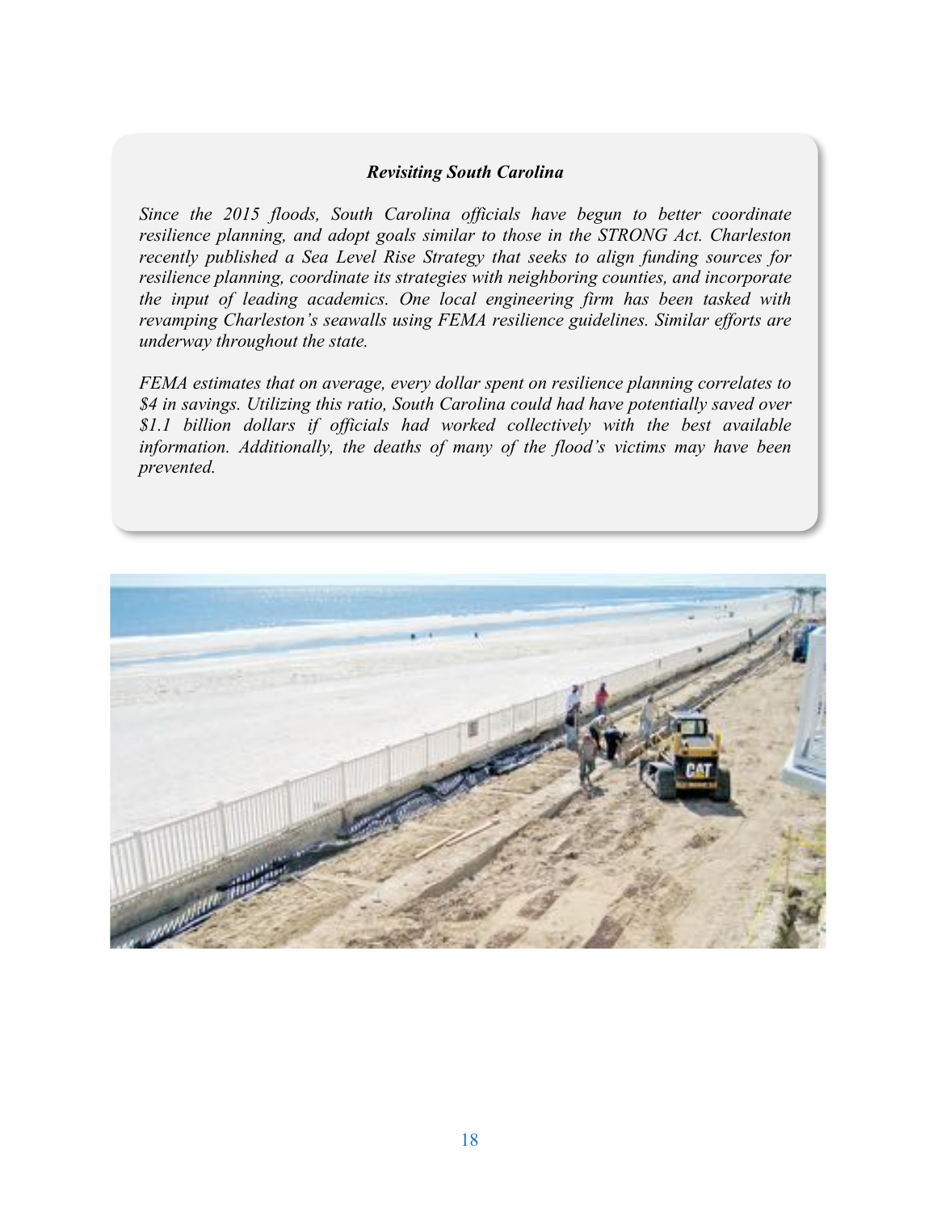### *Revisiting South Carolina*

*Since the 2015 floods, South Carolina officials have begun to better coordinate resilience planning, and adopt goals similar to those in the STRONG Act. Charleston recently published a Sea Level Rise Strategy that seeks to align funding sources for resilience planning, coordinate its strategies with neighboring counties, and incorporate the input of leading academics. One local engineering firm has been tasked with revamping Charleston's seawalls using FEMA resilience guidelines. Similar efforts are underway throughout the state.*

*FEMA estimates that on average, every dollar spent on resilience planning correlates to $4 in savings. Utilizing this ratio, South Carolina could had have potentially saved over $1.1 billion dollars if officials had worked collectively with the best available information. Additionally, the deaths of many of the flood's victims may have been prevented.*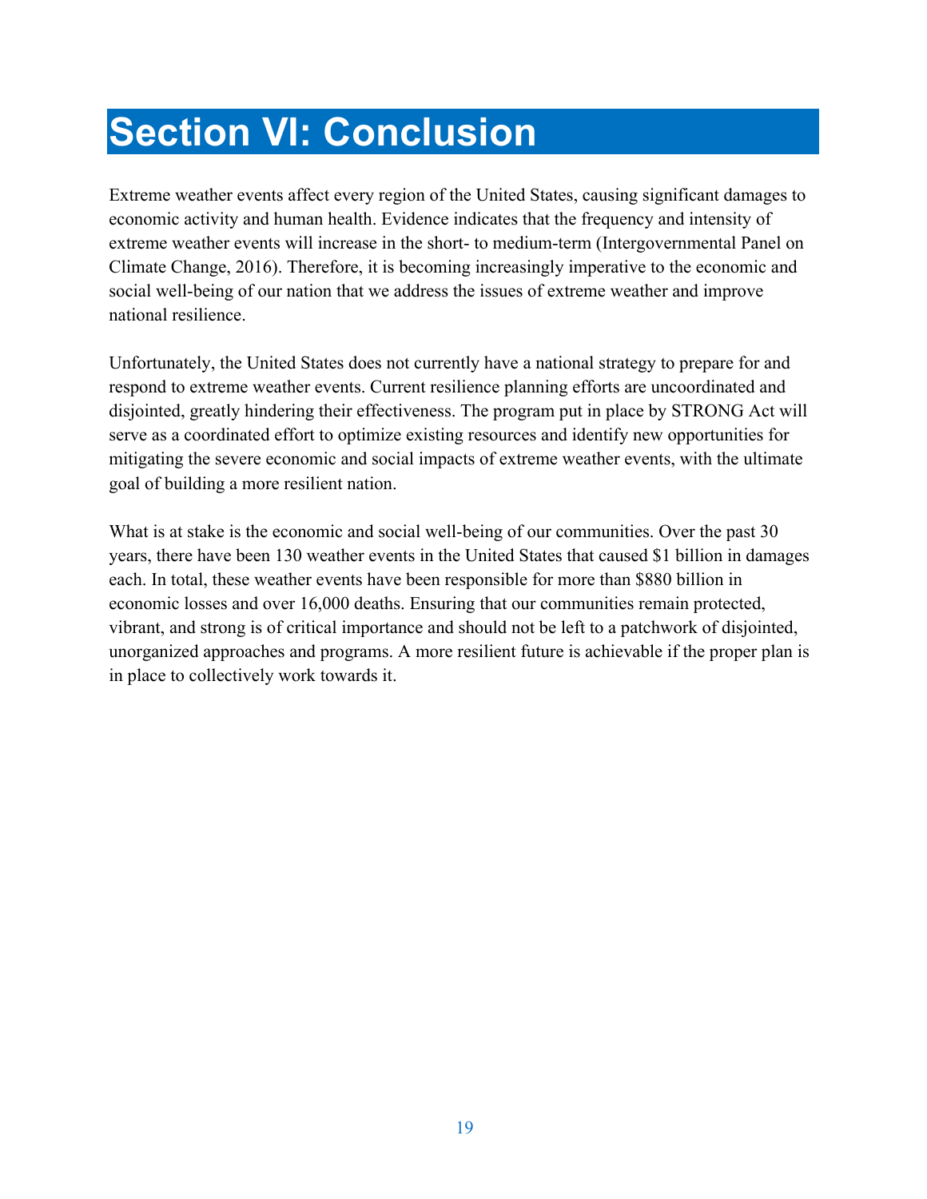# Section VI: Conclusion

Extreme weather events affect every region of the United States, causing significant damages to economic activity and human health. Evidence indicates that the frequency and intensity of extreme weather events will increase in the short- to medium-term (Intergovernmental Panel on Climate Change, 2016). Therefore, it is becoming increasingly imperative to the economic and social well-being of our nation that we address the issues of extreme weather and improve national resilience.

Unfortunately, the United States does not currently have a national strategy to prepare for and respond to extreme weather events. Current resilience planning efforts are uncoordinated and disjointed, greatly hindering their effectiveness. The program put in place by STRONG Act will serve as a coordinated effort to optimize existing resources and identify new opportunities for mitigating the severe economic and social impacts of extreme weather events, with the ultimate goal of building a more resilient nation.

What is at stake is the economic and social well-being of our communities. Over the past 30 years, there have been 130 weather events in the United States that caused $1 billion in damages each. In total, these weather events have been responsible for more than $880 billion in economic losses and over 16,000 deaths. Ensuring that our communities remain protected, vibrant, and strong is of critical importance and should not be left to a patchwork of disjointed, unorganized approaches and programs. A more resilient future is achievable if the proper plan is in place to collectively work towards it.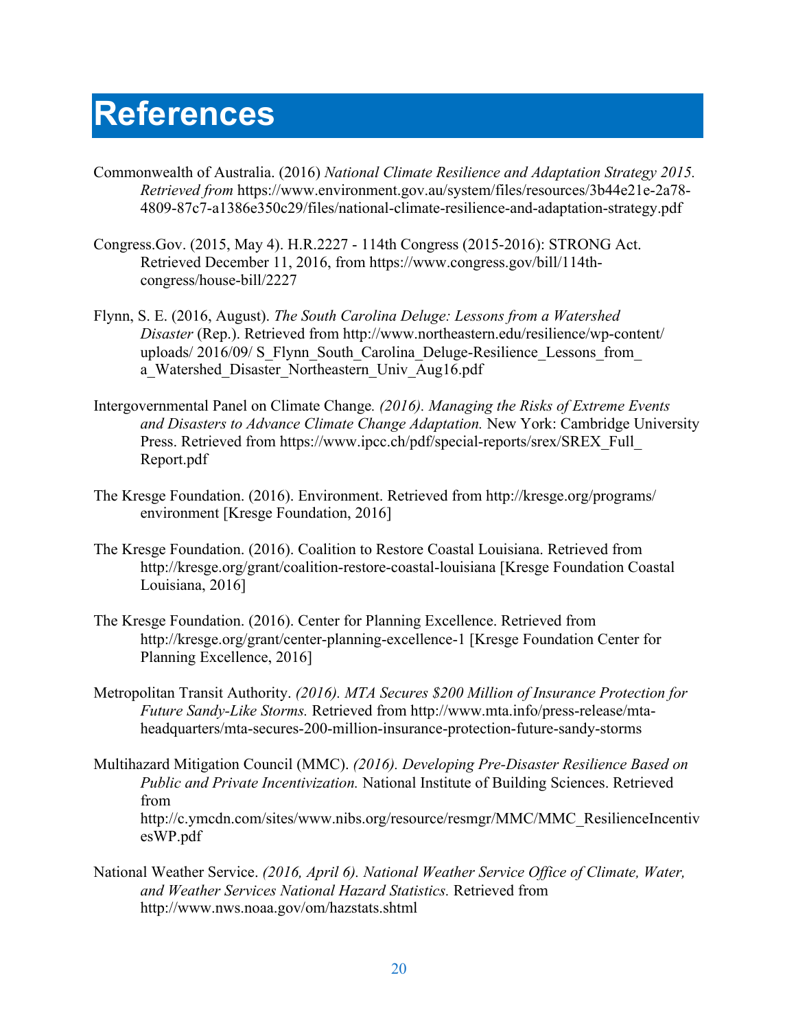# References

Commonwealth of Australia. (2016) *National Climate Resilience and Adaptation Strategy 2015. Retrieved from* https://www.environment.gov.au/system/files/resources/3b44e21e-2a78-4809-87c7-a1386e350c29/files/national-climate-resilience-and-adaptation-strategy.pdf

Congress.Gov. (2015, May 4). H.R.2227 - 114th Congress (2015-2016): STRONG Act. Retrieved December 11, 2016, from https://www.congress.gov/bill/114th-congress/house-bill/2227

Flynn, S. E. (2016, August). *The South Carolina Deluge: Lessons from a Watershed Disaster* (Rep.). Retrieved from http://www.northeastern.edu/resilience/wp-content/uploads/ 2016/09/ S_Flynn_South_Carolina_Deluge-Resilience_Lessons_from_ a_Watershed_Disaster_Northeastern_Univ_Aug16.pdf

Intergovernmental Panel on Climate Change*. (2016). Managing the Risks of Extreme Events and Disasters to Advance Climate Change Adaptation.* New York: Cambridge University Press. Retrieved from https://www.ipcc.ch/pdf/special-reports/srex/SREX_Full_ Report.pdf

The Kresge Foundation. (2016). Environment. Retrieved from http://kresge.org/programs/ environment [Kresge Foundation, 2016]

The Kresge Foundation. (2016). Coalition to Restore Coastal Louisiana. Retrieved from http://kresge.org/grant/coalition-restore-coastal-louisiana [Kresge Foundation Coastal Louisiana, 2016]

The Kresge Foundation. (2016). Center for Planning Excellence. Retrieved from http://kresge.org/grant/center-planning-excellence-1 [Kresge Foundation Center for Planning Excellence, 2016]

Metropolitan Transit Authority. *(2016). MTA Secures $200 Million of Insurance Protection for Future Sandy-Like Storms.* Retrieved from http://www.mta.info/press-release/mta-headquarters/mta-secures-200-million-insurance-protection-future-sandy-storms

Multihazard Mitigation Council (MMC). *(2016). Developing Pre-Disaster Resilience Based on Public and Private Incentivization.* National Institute of Building Sciences. Retrieved from http://c.ymcdn.com/sites/www.nibs.org/resource/resmgr/MMC/MMC_ResilienceIncentivesWP.pdf

National Weather Service. *(2016, April 6). National Weather Service Office of Climate, Water, and Weather Services National Hazard Statistics.* Retrieved from http://www.nws.noaa.gov/om/hazstats.shtml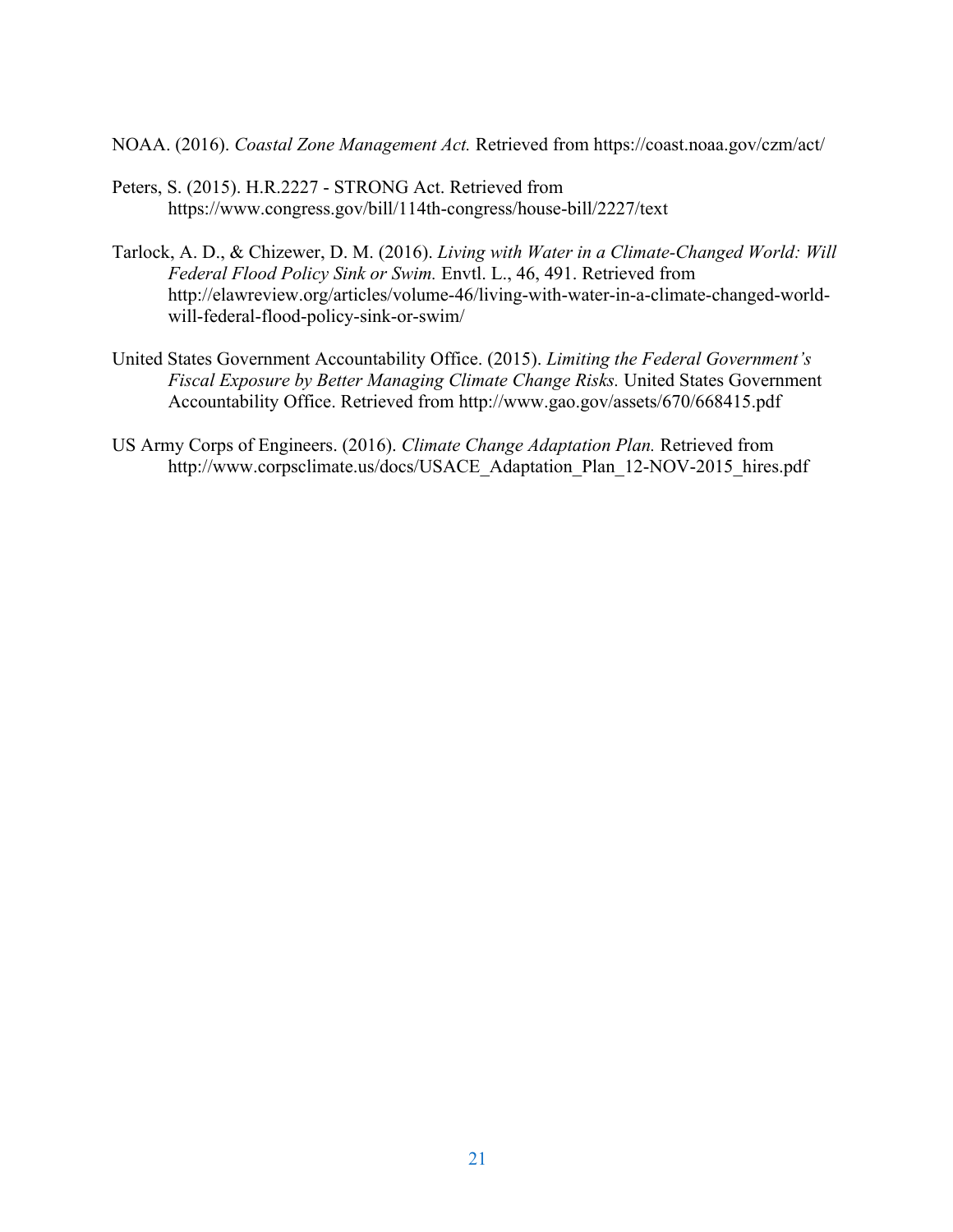NOAA. (2016). *Coastal Zone Management Act.* Retrieved from https://coast.noaa.gov/czm/act/

Peters, S. (2015). H.R.2227 - STRONG Act. Retrieved from https://www.congress.gov/bill/114th-congress/house-bill/2227/text

Tarlock, A. D., & Chizewer, D. M. (2016). *Living with Water in a Climate-Changed World: Will Federal Flood Policy Sink or Swim.* Envtl. L., 46, 491. Retrieved from http://elawreview.org/articles/volume-46/living-with-water-in-a-climate-changed-world-will-federal-flood-policy-sink-or-swim/

United States Government Accountability Office. (2015). *Limiting the Federal Government's Fiscal Exposure by Better Managing Climate Change Risks.* United States Government Accountability Office. Retrieved from http://www.gao.gov/assets/670/668415.pdf

US Army Corps of Engineers. (2016). *Climate Change Adaptation Plan.* Retrieved from http://www.corpsclimate.us/docs/USACE_Adaptation_Plan_12-NOV-2015_hires.pdf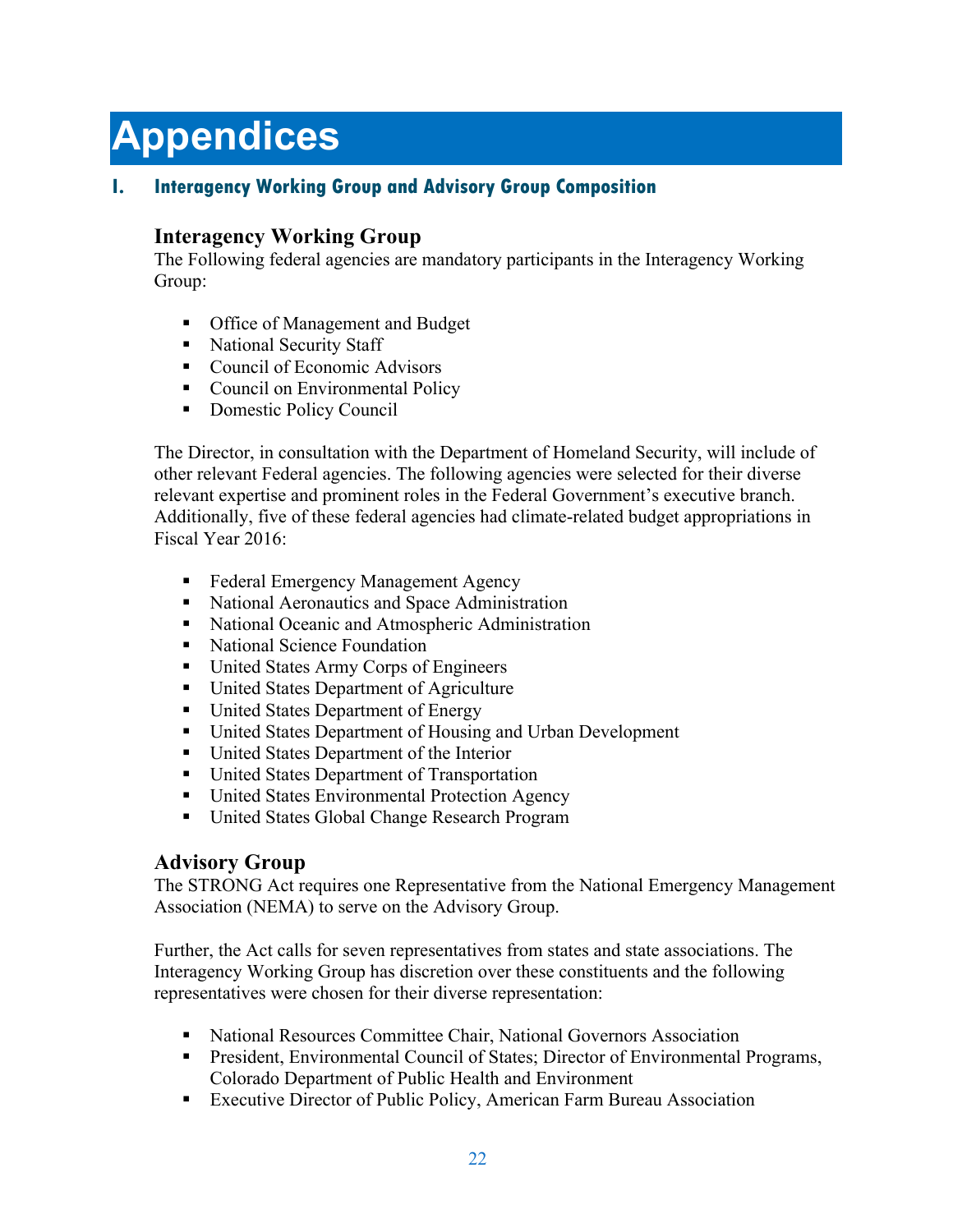# Appendices

## I. Interagency Working Group and Advisory Group Composition

### Interagency Working Group

The Following federal agencies are mandatory participants in the Interagency Working Group:

- Office of Management and Budget
- National Security Staff
- Council of Economic Advisors
- Council on Environmental Policy
- Domestic Policy Council

The Director, in consultation with the Department of Homeland Security, will include of other relevant Federal agencies. The following agencies were selected for their diverse relevant expertise and prominent roles in the Federal Government's executive branch. Additionally, five of these federal agencies had climate-related budget appropriations in Fiscal Year 2016:

- Federal Emergency Management Agency
- National Aeronautics and Space Administration
- National Oceanic and Atmospheric Administration
- National Science Foundation
- United States Army Corps of Engineers
- United States Department of Agriculture
- United States Department of Energy
- United States Department of Housing and Urban Development
- United States Department of the Interior
- United States Department of Transportation
- United States Environmental Protection Agency
- United States Global Change Research Program

### Advisory Group

The STRONG Act requires one Representative from the National Emergency Management Association (NEMA) to serve on the Advisory Group.

Further, the Act calls for seven representatives from states and state associations. The Interagency Working Group has discretion over these constituents and the following representatives were chosen for their diverse representation:

- National Resources Committee Chair, National Governors Association
- President, Environmental Council of States; Director of Environmental Programs, Colorado Department of Public Health and Environment
- Executive Director of Public Policy, American Farm Bureau Association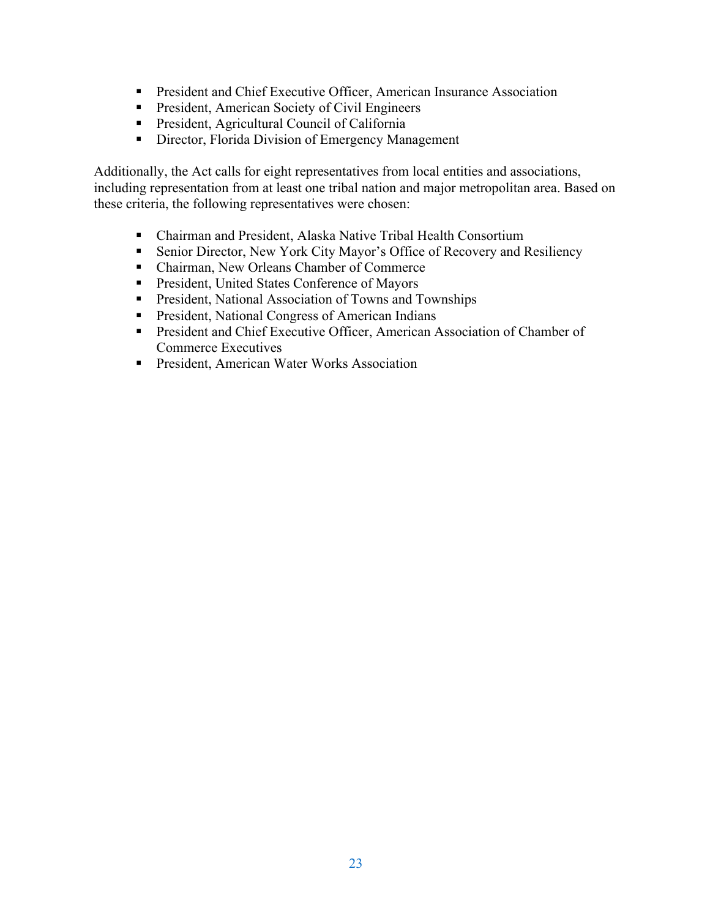- President and Chief Executive Officer, American Insurance Association
- President, American Society of Civil Engineers
- President, Agricultural Council of California
- Director, Florida Division of Emergency Management

Additionally, the Act calls for eight representatives from local entities and associations, including representation from at least one tribal nation and major metropolitan area. Based on these criteria, the following representatives were chosen:

- Chairman and President, Alaska Native Tribal Health Consortium
- Senior Director, New York City Mayor's Office of Recovery and Resiliency
- Chairman, New Orleans Chamber of Commerce
- President, United States Conference of Mayors
- President, National Association of Towns and Townships
- President, National Congress of American Indians
- President and Chief Executive Officer, American Association of Chamber of Commerce Executives
- President, American Water Works Association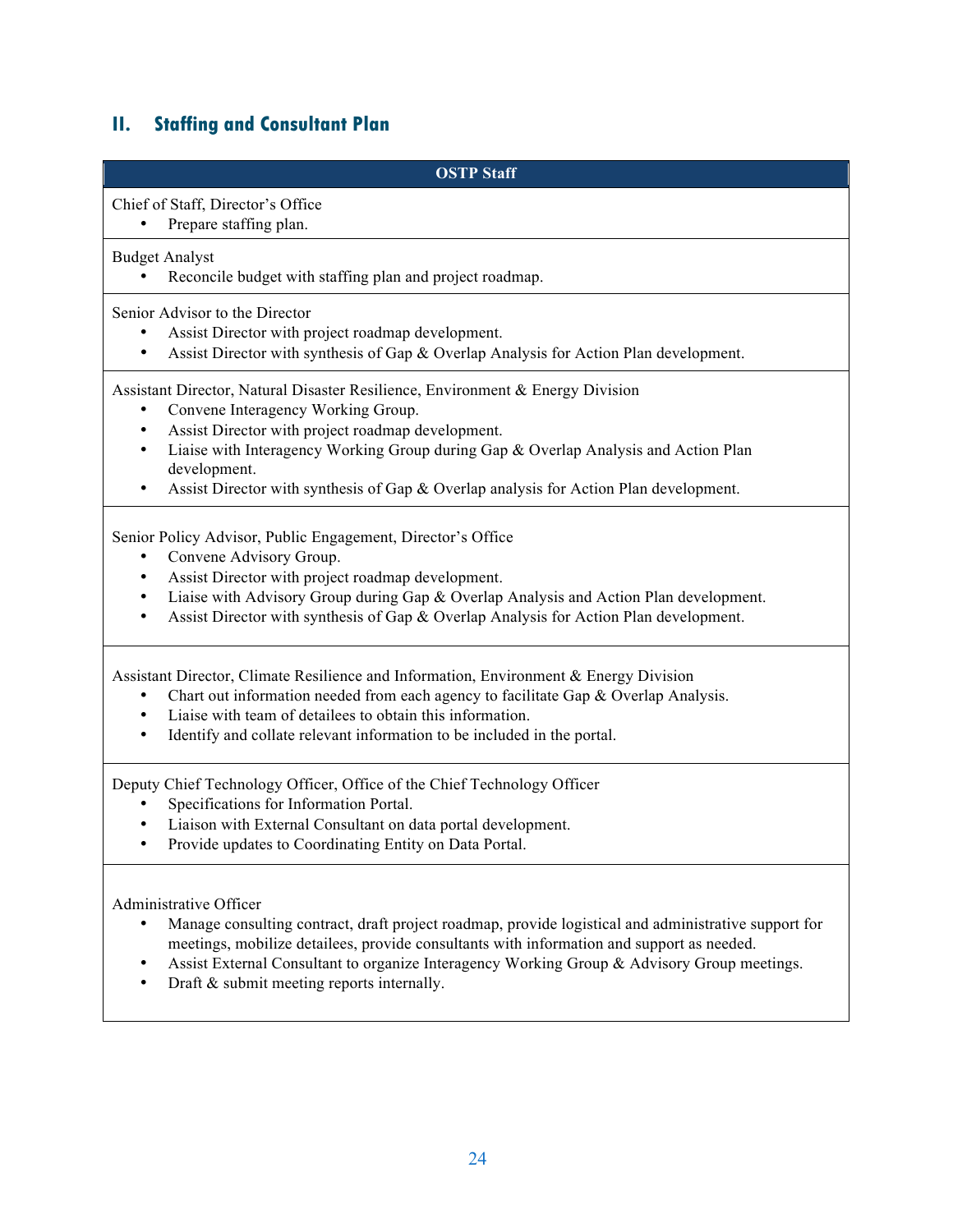## II. Staffing and Consultant Plan

| OSTP Staff |
|---|
| Chief of Staff, Director's Office<br>• Prepare staffing plan. |
| Budget Analyst<br>• Reconcile budget with staffing plan and project roadmap. |
| Senior Advisor to the Director<br>• Assist Director with project roadmap development.<br>• Assist Director with synthesis of Gap & Overlap Analysis for Action Plan development. |
| Assistant Director, Natural Disaster Resilience, Environment & Energy Division<br>• Convene Interagency Working Group.<br>• Assist Director with project roadmap development.<br>• Liaise with Interagency Working Group during Gap & Overlap Analysis and Action Plan development.<br>• Assist Director with synthesis of Gap & Overlap analysis for Action Plan development. |
| Senior Policy Advisor, Public Engagement, Director's Office<br>• Convene Advisory Group.<br>• Assist Director with project roadmap development.<br>• Liaise with Advisory Group during Gap & Overlap Analysis and Action Plan development.<br>• Assist Director with synthesis of Gap & Overlap Analysis for Action Plan development. |
| Assistant Director, Climate Resilience and Information, Environment & Energy Division<br>• Chart out information needed from each agency to facilitate Gap & Overlap Analysis.<br>• Liaise with team of detailees to obtain this information.<br>• Identify and collate relevant information to be included in the portal. |
| Deputy Chief Technology Officer, Office of the Chief Technology Officer<br>• Specifications for Information Portal.<br>• Liaison with External Consultant on data portal development.<br>• Provide updates to Coordinating Entity on Data Portal. |
| Administrative Officer<br>• Manage consulting contract, draft project roadmap, provide logistical and administrative support for meetings, mobilize detailees, provide consultants with information and support as needed.<br>• Assist External Consultant to organize Interagency Working Group & Advisory Group meetings.<br>• Draft & submit meeting reports internally. |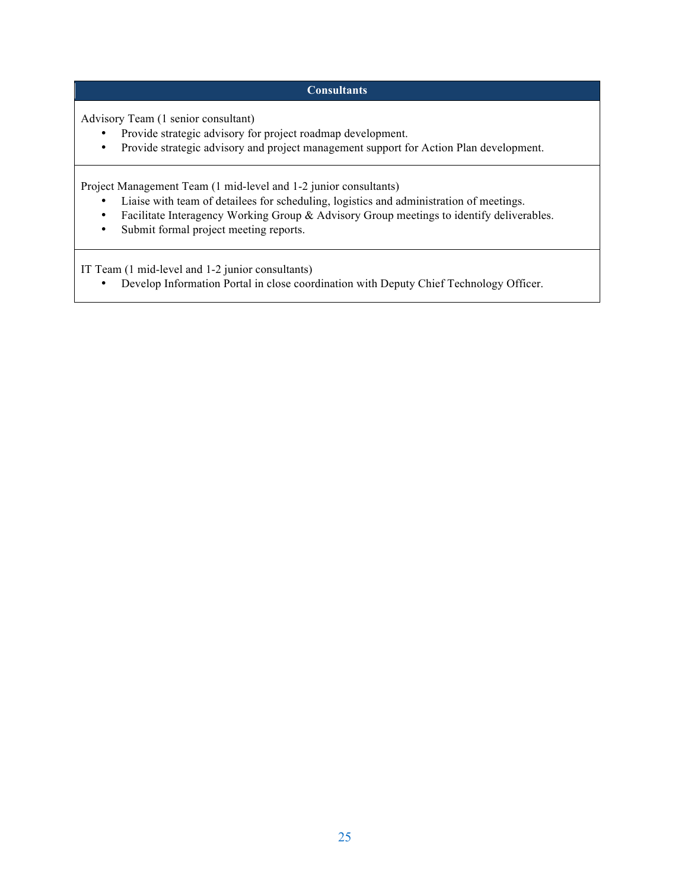| Consultants |
| --- |
| Advisory Team (1 senior consultant)<br>• Provide strategic advisory for project roadmap development.<br>• Provide strategic advisory and project management support for Action Plan development. |
| Project Management Team (1 mid-level and 1-2 junior consultants)<br>• Liaise with team of detailees for scheduling, logistics and administration of meetings.<br>• Facilitate Interagency Working Group & Advisory Group meetings to identify deliverables.<br>• Submit formal project meeting reports. |
| IT Team (1 mid-level and 1-2 junior consultants)<br>• Develop Information Portal in close coordination with Deputy Chief Technology Officer. |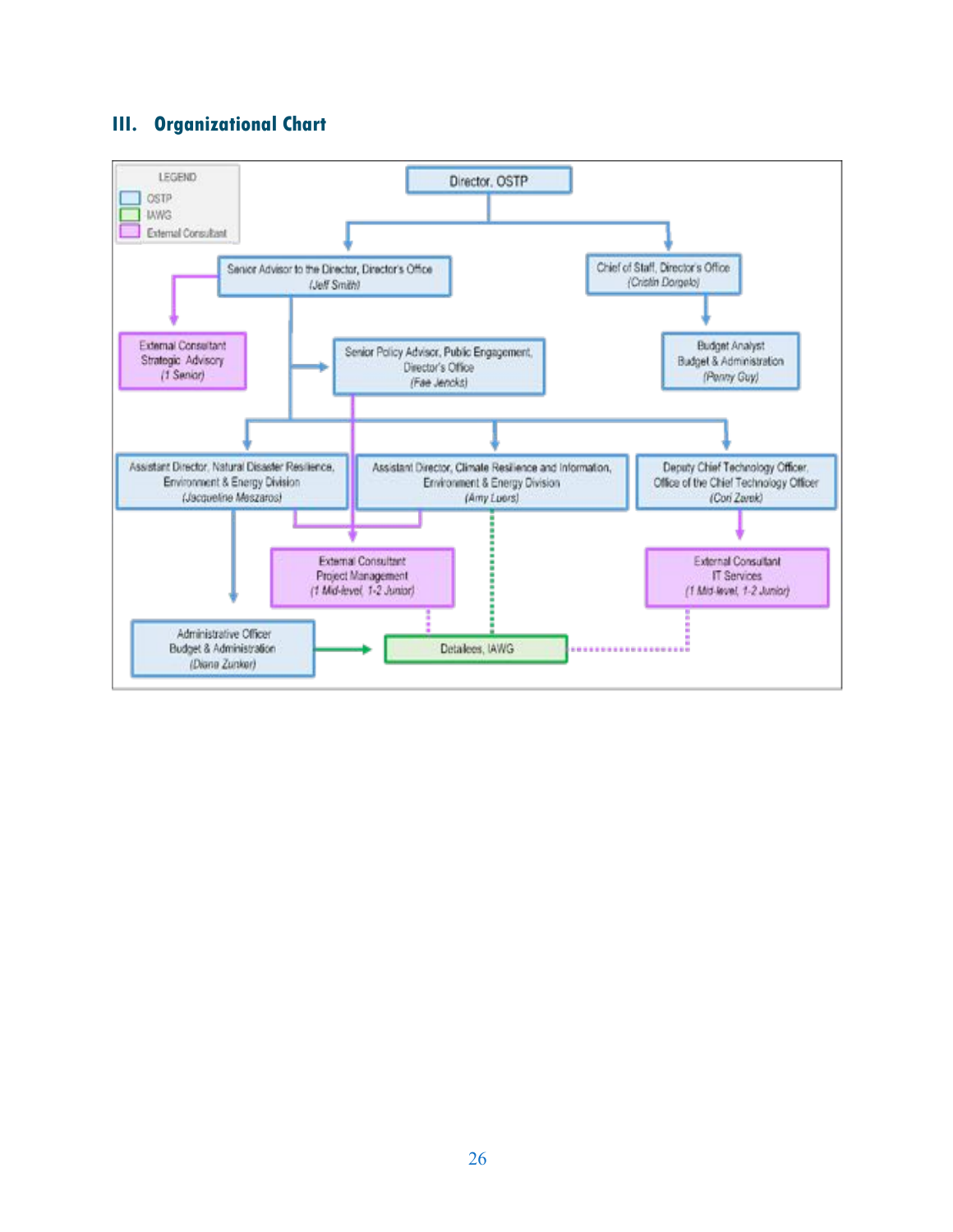## III. Organizational Chart

LEGEND
- OSTP
- IAWG
- External Consultant

Director, OSTP

Senior Advisor to the Director, Director's Office
(Jeff Smith)

Chief of Staff, Director's Office
(Cristin Dorgelo)

External Consultant
Strategic Advisory
(1 Senior)

Senior Policy Advisor, Public Engagement, Director's Office
(Fae Jencks)

Budget Analyst
Budget & Administration
(Penny Guy)

Assistant Director, Natural Disaster Resilience, Environment & Energy Division
(Jacqueline Meszaros)

Assistant Director, Climate Resilience and Information, Environment & Energy Division
(Amy Luers)

Deputy Chief Technology Officer, Office of the Chief Technology Officer
(Cori Zarek)

External Consultant
Project Management
(1 Mid-level, 1-2 Junior)

External Consultant
IT Services
(1 Mid-level, 1-2 Junior)

Administrative Officer
Budget & Administration
(Diana Zunker)

Detailees, IAWG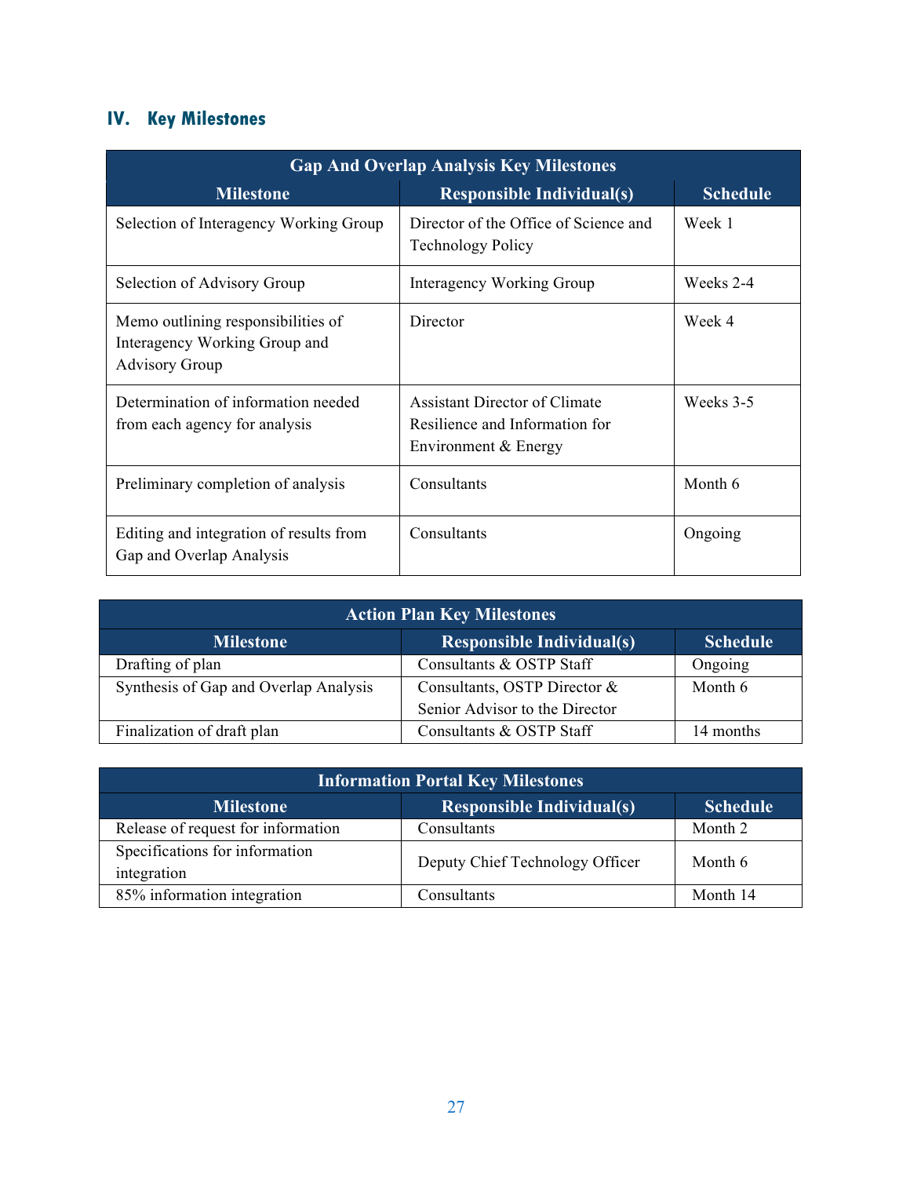## IV. Key Milestones

| Gap And Overlap Analysis Key Milestones | | |
|---|---|---|
| **Milestone** | **Responsible Individual(s)** | **Schedule** |
| Selection of Interagency Working Group | Director of the Office of Science and Technology Policy | Week 1 |
| Selection of Advisory Group | Interagency Working Group | Weeks 2-4 |
| Memo outlining responsibilities of Interagency Working Group and Advisory Group | Director | Week 4 |
| Determination of information needed from each agency for analysis | Assistant Director of Climate Resilience and Information for Environment & Energy | Weeks 3-5 |
| Preliminary completion of analysis | Consultants | Month 6 |
| Editing and integration of results from Gap and Overlap Analysis | Consultants | Ongoing |

| Action Plan Key Milestones | | |
|---|---|---|
| **Milestone** | **Responsible Individual(s)** | **Schedule** |
| Drafting of plan | Consultants & OSTP Staff | Ongoing |
| Synthesis of Gap and Overlap Analysis | Consultants, OSTP Director & Senior Advisor to the Director | Month 6 |
| Finalization of draft plan | Consultants & OSTP Staff | 14 months |

| Information Portal Key Milestones | | |
|---|---|---|
| **Milestone** | **Responsible Individual(s)** | **Schedule** |
| Release of request for information | Consultants | Month 2 |
| Specifications for information integration | Deputy Chief Technology Officer | Month 6 |
| 85% information integration | Consultants | Month 14 |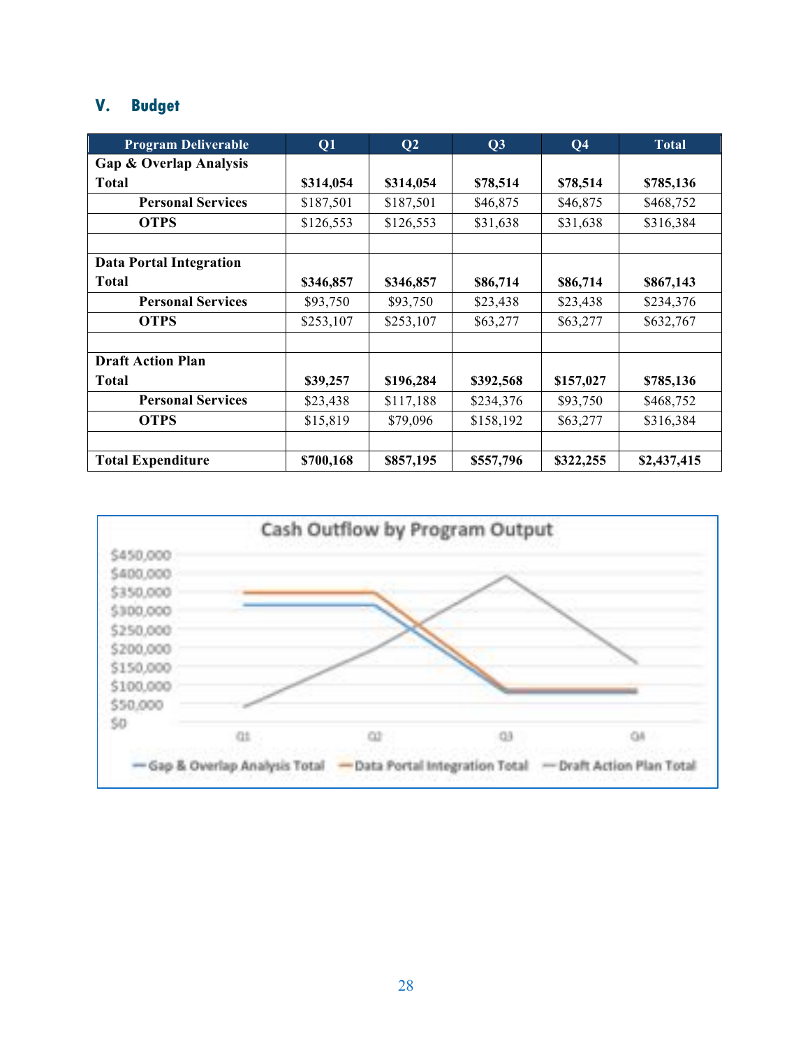## V. Budget

| Program Deliverable | Q1 | Q2 | Q3 | Q4 | Total |
|---|---|---|---|---|---|
| **Gap & Overlap Analysis Total** | **$314,054** | **$314,054** | **$78,514** | **$78,514** | **$785,136** |
| **Personal Services** | $187,501 | $187,501 | $46,875 | $46,875 | $468,752 |
| **OTPS** | $126,553 | $126,553 | $31,638 | $31,638 | $316,384 |
| | | | | | |
| **Data Portal Integration Total** | **$346,857** | **$346,857** | **$86,714** | **$86,714** | **$867,143** |
| **Personal Services** | $93,750 | $93,750 | $23,438 | $23,438 | $234,376 |
| **OTPS** | $253,107 | $253,107 | $63,277 | $63,277 | $632,767 |
| | | | | | |
| **Draft Action Plan Total** | **$39,257** | **$196,284** | **$392,568** | **$157,027** | **$785,136** |
| **Personal Services** | $23,438 | $117,188 | $234,376 | $93,750 | $468,752 |
| **OTPS** | $15,819 | $79,096 | $158,192 | $63,277 | $316,384 |
| | | | | | |
| **Total Expenditure** | **$700,168** | **$857,195** | **$557,796** | **$322,255** | **$2,437,415** |

Cash Outflow by Program Output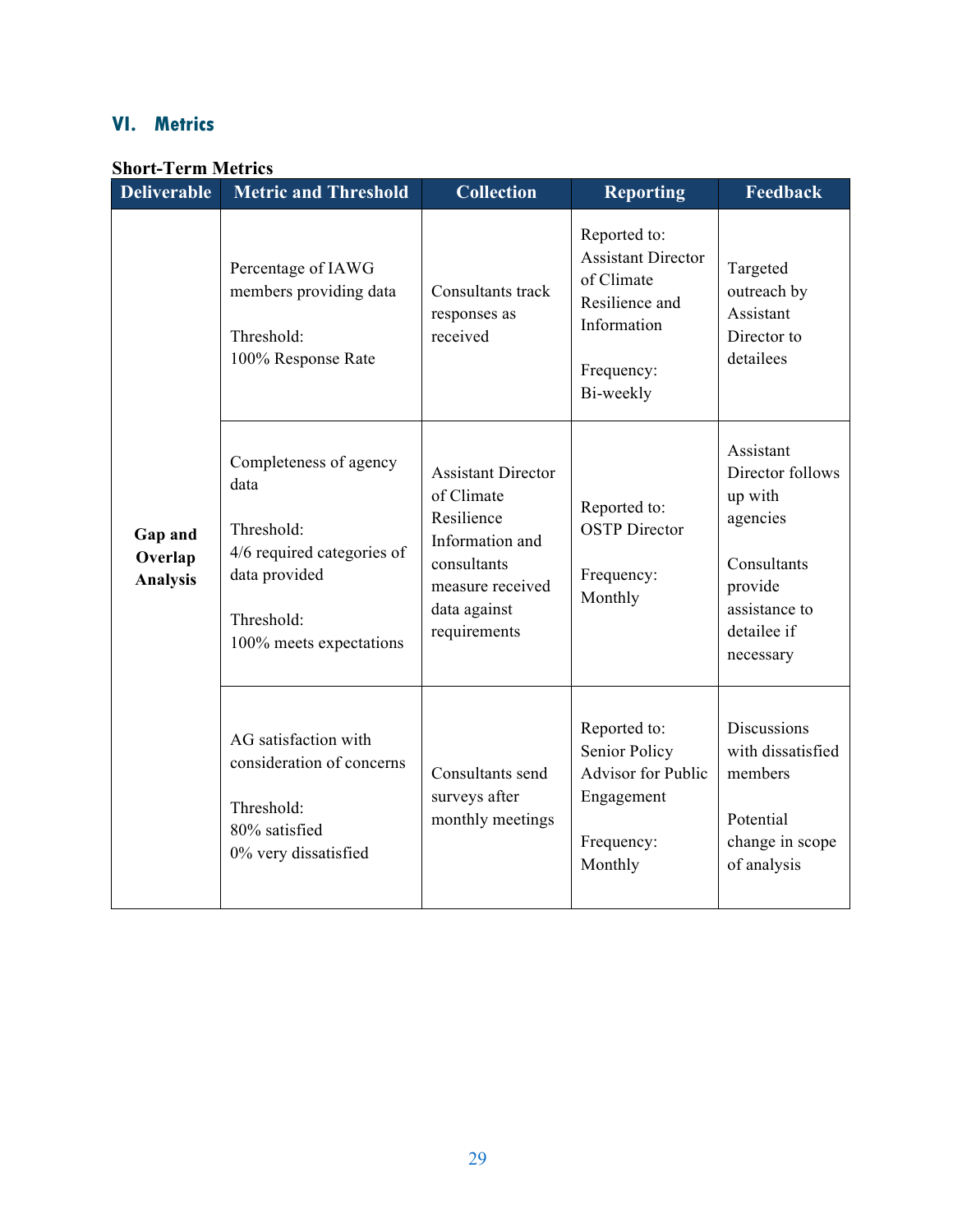## VI. Metrics

**Short-Term Metrics**

| Deliverable | Metric and Threshold | Collection | Reporting | Feedback |
|---|---|---|---|---|
| **Gap and Overlap Analysis** | Percentage of IAWG members providing data<br><br>Threshold:<br>100% Response Rate | Consultants track responses as received | Reported to:<br>Assistant Director of Climate Resilience and Information<br><br>Frequency:<br>Bi-weekly | Targeted outreach by Assistant Director to detailees |
| | Completeness of agency data<br><br>Threshold:<br>4/6 required categories of data provided<br><br>Threshold:<br>100% meets expectations | Assistant Director of Climate Resilience Information and consultants measure received data against requirements | Reported to:<br>OSTP Director<br><br>Frequency:<br>Monthly | Assistant Director follows up with agencies<br><br>Consultants provide assistance to detailee if necessary |
| | AG satisfaction with consideration of concerns<br><br>Threshold:<br>80% satisfied<br>0% very dissatisfied | Consultants send surveys after monthly meetings | Reported to:<br>Senior Policy Advisor for Public Engagement<br><br>Frequency:<br>Monthly | Discussions with dissatisfied members<br><br>Potential change in scope of analysis |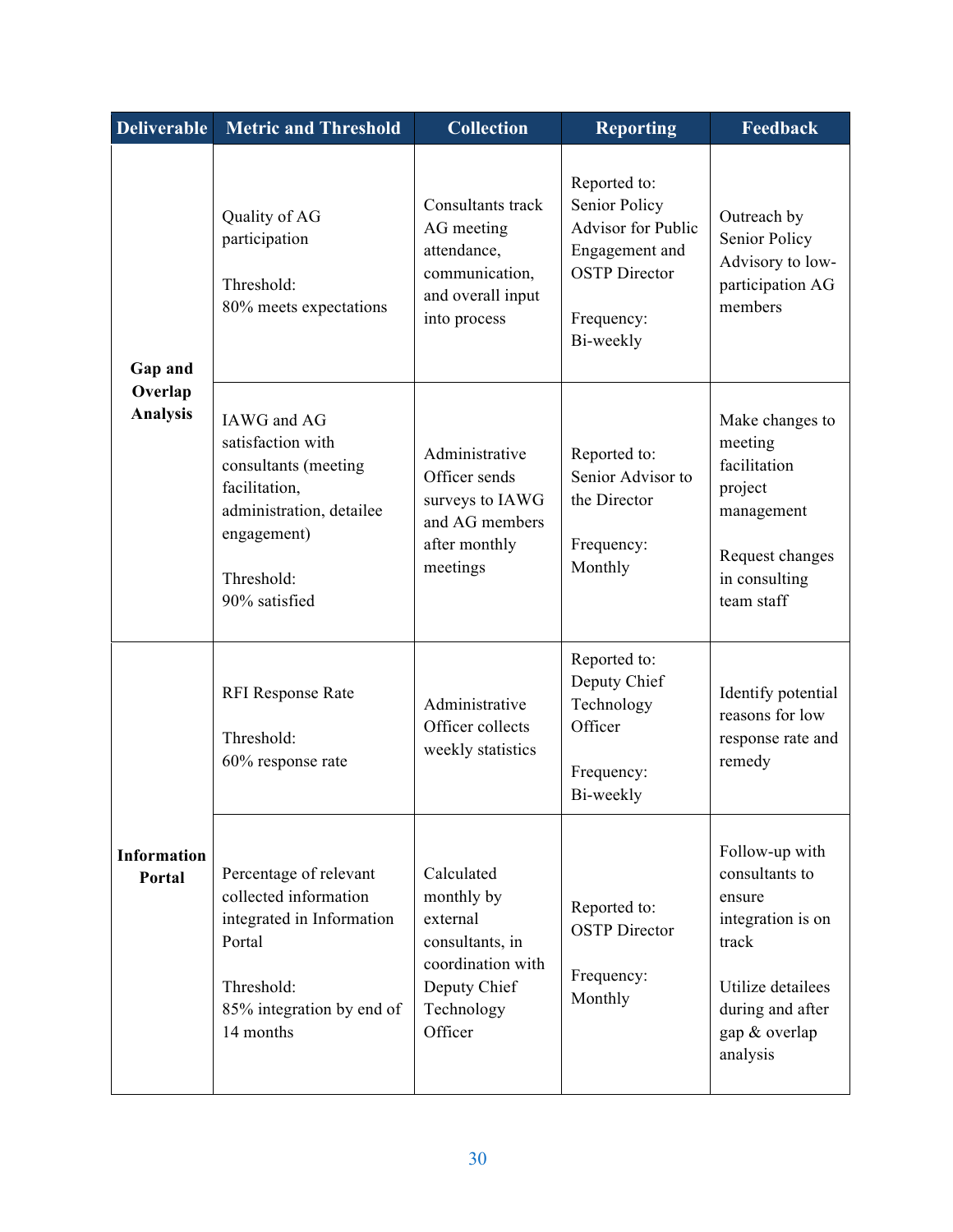| Deliverable | Metric and Threshold | Collection | Reporting | Feedback |
|---|---|---|---|---|
| **Gap and Overlap Analysis** | Quality of AG participation<br><br>Threshold:<br>80% meets expectations | Consultants track AG meeting attendance, communication, and overall input into process | Reported to:<br>Senior Policy Advisor for Public Engagement and OSTP Director<br><br>Frequency:<br>Bi-weekly | Outreach by Senior Policy Advisory to low-participation AG members |
| | IAWG and AG satisfaction with consultants (meeting facilitation, administration, detailee engagement)<br><br>Threshold:<br>90% satisfied | Administrative Officer sends surveys to IAWG and AG members after monthly meetings | Reported to:<br>Senior Advisor to the Director<br><br>Frequency:<br>Monthly | Make changes to meeting facilitation project management<br><br>Request changes in consulting team staff |
| **Information Portal** | RFI Response Rate<br><br>Threshold:<br>60% response rate | Administrative Officer collects weekly statistics | Reported to:<br>Deputy Chief Technology Officer<br><br>Frequency:<br>Bi-weekly | Identify potential reasons for low response rate and remedy |
| | Percentage of relevant collected information integrated in Information Portal<br><br>Threshold:<br>85% integration by end of 14 months | Calculated monthly by external consultants, in coordination with Deputy Chief Technology Officer | Reported to:<br>OSTP Director<br><br>Frequency:<br>Monthly | Follow-up with consultants to ensure integration is on track<br><br>Utilize detailees during and after gap & overlap analysis |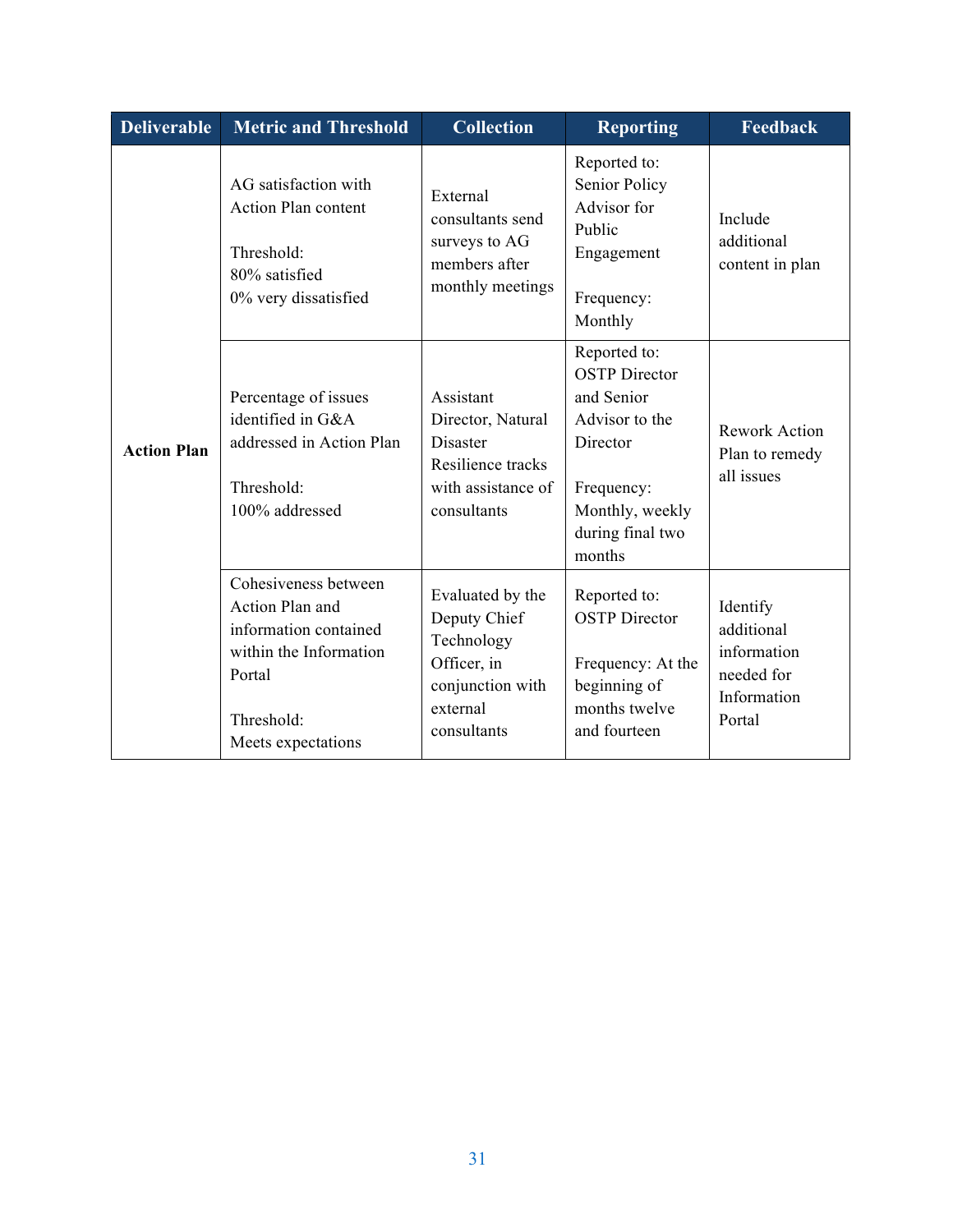| Deliverable | Metric and Threshold | Collection | Reporting | Feedback |
|---|---|---|---|---|
| **Action Plan** | AG satisfaction with Action Plan content<br><br>Threshold:<br>80% satisfied<br>0% very dissatisfied | External consultants send surveys to AG members after monthly meetings | Reported to: Senior Policy Advisor for Public Engagement<br><br>Frequency: Monthly | Include additional content in plan |
| | Percentage of issues identified in G&A addressed in Action Plan<br><br>Threshold:<br>100% addressed | Assistant Director, Natural Disaster Resilience tracks with assistance of consultants | Reported to: OSTP Director and Senior Advisor to the Director<br><br>Frequency: Monthly, weekly during final two months | Rework Action Plan to remedy all issues |
| | Cohesiveness between Action Plan and information contained within the Information Portal<br><br>Threshold:<br>Meets expectations | Evaluated by the Deputy Chief Technology Officer, in conjunction with external consultants | Reported to: OSTP Director<br><br>Frequency: At the beginning of months twelve and fourteen | Identify additional information needed for Information Portal |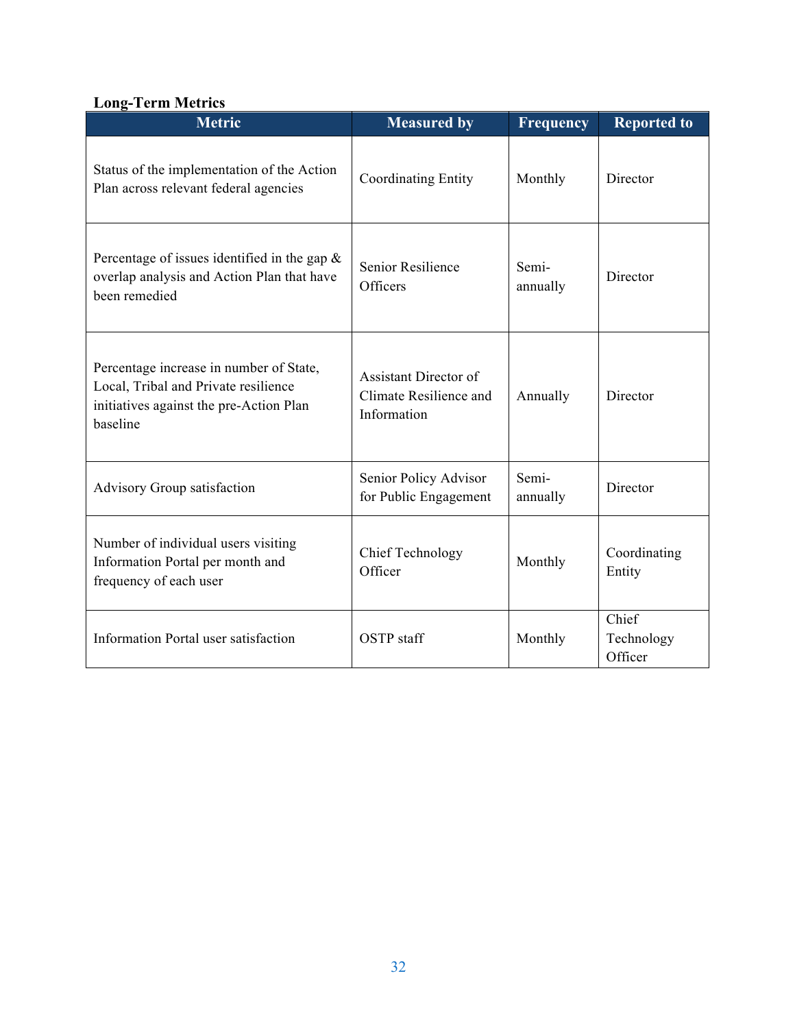**Long-Term Metrics**

| Metric | Measured by | Frequency | Reported to |
| --- | --- | --- | --- |
| Status of the implementation of the Action Plan across relevant federal agencies | Coordinating Entity | Monthly | Director |
| Percentage of issues identified in the gap & overlap analysis and Action Plan that have been remedied | Senior Resilience Officers | Semi-annually | Director |
| Percentage increase in number of State, Local, Tribal and Private resilience initiatives against the pre-Action Plan baseline | Assistant Director of Climate Resilience and Information | Annually | Director |
| Advisory Group satisfaction | Senior Policy Advisor for Public Engagement | Semi-annually | Director |
| Number of individual users visiting Information Portal per month and frequency of each user | Chief Technology Officer | Monthly | Coordinating Entity |
| Information Portal user satisfaction | OSTP staff | Monthly | Chief Technology Officer |